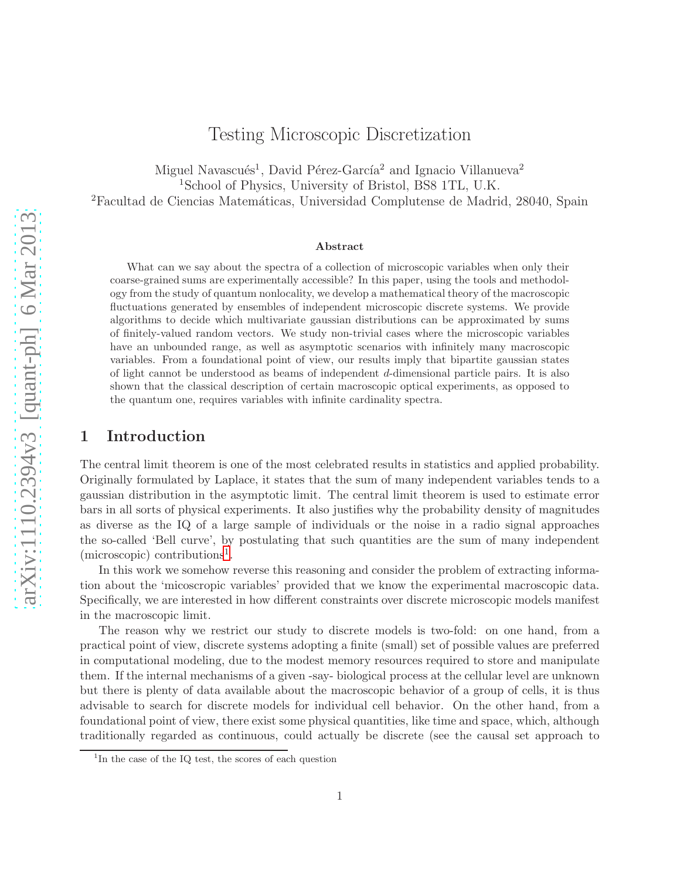# Testing Microscopic Discretization

Miguel Navascués[1], David Pérez-García[2] and Ignacio Villanueva[2]

[1]School of Physics, University of Bristol, BS8 1TL, U.K.

[2]Facultad de Ciencias Matemáticas, Universidad Complutense de Madrid, 28040, Spain

### Abstract

What can we say about the spectra of a collection of microscopic variables when only their coarse-grained sums are experimentally accessible? In this paper, using the tools and methodology from the study of quantum nonlocality, we develop a mathematical theory of the macroscopic fluctuations generated by ensembles of independent microscopic discrete systems. We provide algorithms to decide which multivariate gaussian distributions can be approximated by sums of finitely-valued random vectors. We study non-trivial cases where the microscopic variables have an unbounded range, as well as asymptotic scenarios with infinitely many macroscopic variables. From a foundational point of view, our results imply that bipartite gaussian states of light cannot be understood as beams of independent $d$-dimensional particle pairs. It is also shown that the classical description of certain macroscopic optical experiments, as opposed to the quantum one, requires variables with infinite cardinality spectra.

## 1 Introduction

The central limit theorem is one of the most celebrated results in statistics and applied probability. Originally formulated by Laplace, it states that the sum of many independent variables tends to a gaussian distribution in the asymptotic limit. The central limit theorem is used to estimate error bars in all sorts of physical experiments. It also justifies why the probability density of magnitudes as diverse as the IQ of a large sample of individuals or the noise in a radio signal approaches the so-called 'Bell curve', by postulating that such quantities are the sum of many independent (microscopic) contributions[1].

In this work we somehow reverse this reasoning and consider the problem of extracting information about the 'micoscropic variables' provided that we know the experimental macroscopic data. Specifically, we are interested in how different constraints over discrete microscopic models manifest in the macroscopic limit.

The reason why we restrict our study to discrete models is two-fold: on one hand, from a practical point of view, discrete systems adopting a finite (small) set of possible values are preferred in computational modeling, due to the modest memory resources required to store and manipulate them. If the internal mechanisms of a given -say- biological process at the cellular level are unknown but there is plenty of data available about the macroscopic behavior of a group of cells, it is thus advisable to search for discrete models for individual cell behavior. On the other hand, from a foundational point of view, there exist some physical quantities, like time and space, which, although traditionally regarded as continuous, could actually be discrete (see the causal set approach to

[1]In the case of the IQ test, the scores of each question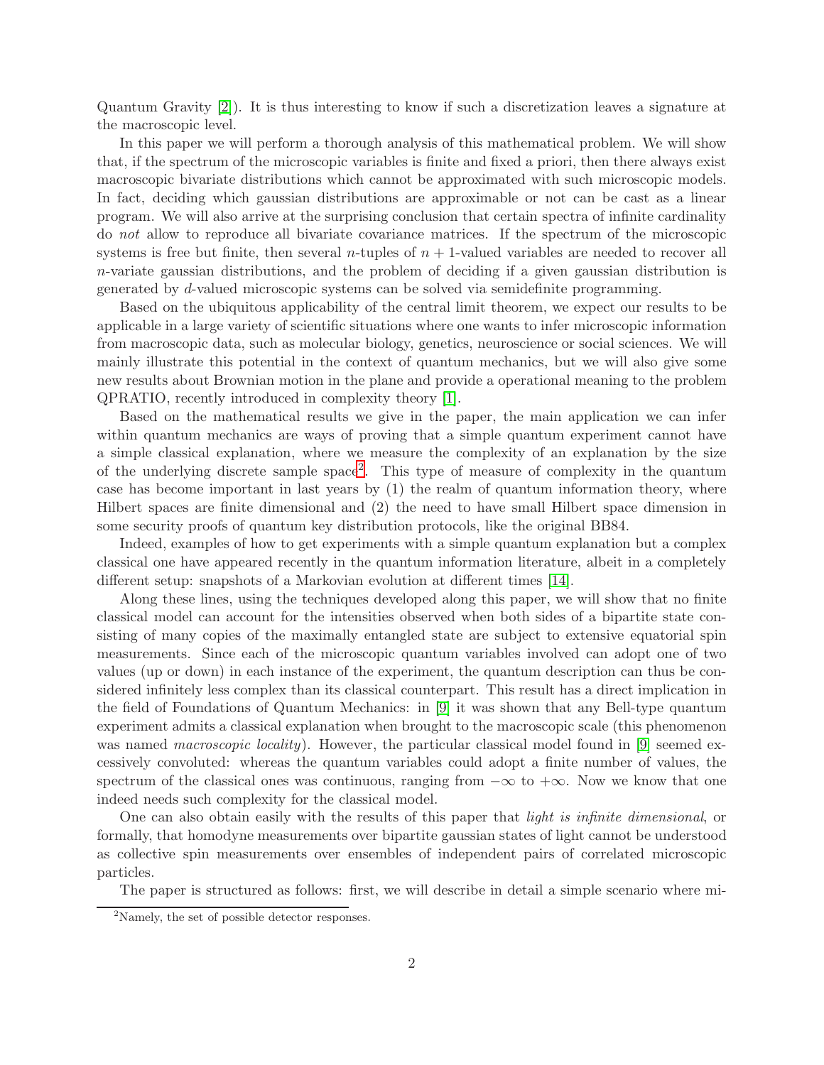Quantum Gravity [2]). It is thus interesting to know if such a discretization leaves a signature at the macroscopic level.

In this paper we will perform a thorough analysis of this mathematical problem. We will show that, if the spectrum of the microscopic variables is finite and fixed a priori, then there always exist macroscopic bivariate distributions which cannot be approximated with such microscopic models. In fact, deciding which gaussian distributions are approximable or not can be cast as a linear program. We will also arrive at the surprising conclusion that certain spectra of infinite cardinality do *not* allow to reproduce all bivariate covariance matrices. If the spectrum of the microscopic systems is free but finite, then several $n$-tuples of $n+1$-valued variables are needed to recover all $n$-variate gaussian distributions, and the problem of deciding if a given gaussian distribution is generated by $d$-valued microscopic systems can be solved via semidefinite programming.

Based on the ubiquitous applicability of the central limit theorem, we expect our results to be applicable in a large variety of scientific situations where one wants to infer microscopic information from macroscopic data, such as molecular biology, genetics, neuroscience or social sciences. We will mainly illustrate this potential in the context of quantum mechanics, but we will also give some new results about Brownian motion in the plane and provide a operational meaning to the problem QPRATIO, recently introduced in complexity theory [1].

Based on the mathematical results we give in the paper, the main application we can infer within quantum mechanics are ways of proving that a simple quantum experiment cannot have a simple classical explanation, where we measure the complexity of an explanation by the size of the underlying discrete sample space[2]. This type of measure of complexity in the quantum case has become important in last years by (1) the realm of quantum information theory, where Hilbert spaces are finite dimensional and (2) the need to have small Hilbert space dimension in some security proofs of quantum key distribution protocols, like the original BB84.

Indeed, examples of how to get experiments with a simple quantum explanation but a complex classical one have appeared recently in the quantum information literature, albeit in a completely different setup: snapshots of a Markovian evolution at different times [14].

Along these lines, using the techniques developed along this paper, we will show that no finite classical model can account for the intensities observed when both sides of a bipartite state consisting of many copies of the maximally entangled state are subject to extensive equatorial spin measurements. Since each of the microscopic quantum variables involved can adopt one of two values (up or down) in each instance of the experiment, the quantum description can thus be considered infinitely less complex than its classical counterpart. This result has a direct implication in the field of Foundations of Quantum Mechanics: in [9] it was shown that any Bell-type quantum experiment admits a classical explanation when brought to the macroscopic scale (this phenomenon was named *macroscopic locality*). However, the particular classical model found in [9] seemed excessively convoluted: whereas the quantum variables could adopt a finite number of values, the spectrum of the classical ones was continuous, ranging from $-\infty$ to $+\infty$. Now we know that one indeed needs such complexity for the classical model.

One can also obtain easily with the results of this paper that *light is infinite dimensional*, or formally, that homodyne measurements over bipartite gaussian states of light cannot be understood as collective spin measurements over ensembles of independent pairs of correlated microscopic particles.

The paper is structured as follows: first, we will describe in detail a simple scenario where mi-

[2] Namely, the set of possible detector responses.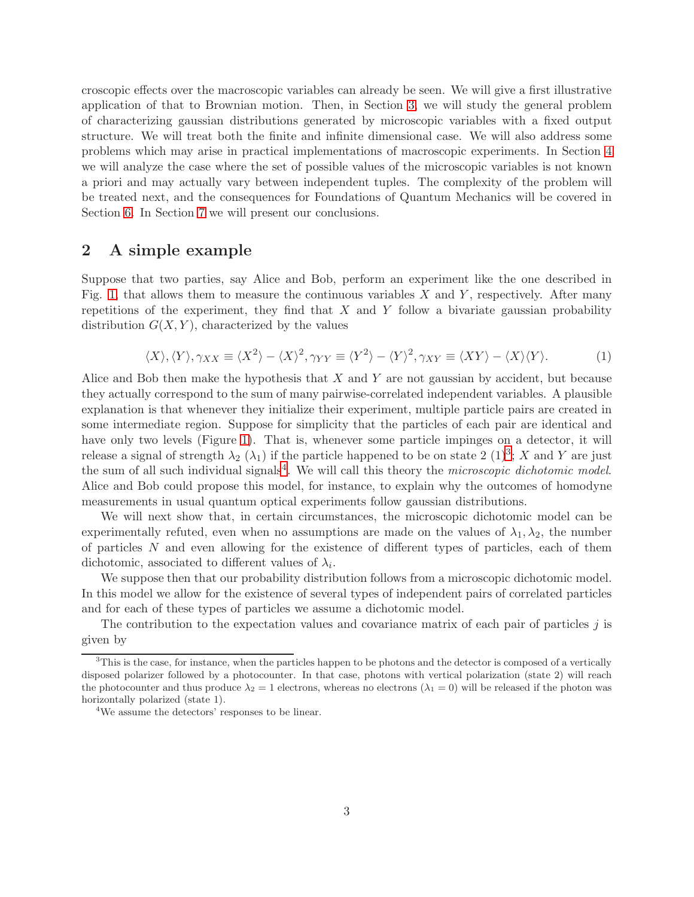croscopic effects over the macroscopic variables can already be seen. We will give a first illustrative application of that to Brownian motion. Then, in Section 3, we will study the general problem of characterizing gaussian distributions generated by microscopic variables with a fixed output structure. We will treat both the finite and infinite dimensional case. We will also address some problems which may arise in practical implementations of macroscopic experiments. In Section 4 we will analyze the case where the set of possible values of the microscopic variables is not known a priori and may actually vary between independent tuples. The complexity of the problem will be treated next, and the consequences for Foundations of Quantum Mechanics will be covered in Section 6. In Section 7 we will present our conclusions.

## 2 A simple example

Suppose that two parties, say Alice and Bob, perform an experiment like the one described in Fig. 1, that allows them to measure the continuous variables $X$ and $Y$, respectively. After many repetitions of the experiment, they find that $X$ and $Y$ follow a bivariate gaussian probability distribution $G(X,Y)$, characterized by the values

$$\langle X\rangle, \langle Y\rangle, \gamma_{XX} \equiv \langle X^2\rangle - \langle X\rangle^2, \gamma_{YY} \equiv \langle Y^2\rangle - \langle Y\rangle^2, \gamma_{XY} \equiv \langle XY\rangle - \langle X\rangle\langle Y\rangle. \tag{1}$$

Alice and Bob then make the hypothesis that $X$ and $Y$ are not gaussian by accident, but because they actually correspond to the sum of many pairwise-correlated independent variables. A plausible explanation is that whenever they initialize their experiment, multiple particle pairs are created in some intermediate region. Suppose for simplicity that the particles of each pair are identical and have only two levels (Figure 1). That is, whenever some particle impinges on a detector, it will release a signal of strength $\lambda_2$ ($\lambda_1$) if the particle happened to be on state 2 (1)[3]; $X$ and $Y$ are just the sum of all such individual signals[4]. We will call this theory the *microscopic dichotomic model*. Alice and Bob could propose this model, for instance, to explain why the outcomes of homodyne measurements in usual quantum optical experiments follow gaussian distributions.

We will next show that, in certain circumstances, the microscopic dichotomic model can be experimentally refuted, even when no assumptions are made on the values of $\lambda_1, \lambda_2$, the number of particles $N$ and even allowing for the existence of different types of particles, each of them dichotomic, associated to different values of $\lambda_i$.

We suppose then that our probability distribution follows from a microscopic dichotomic model. In this model we allow for the existence of several types of independent pairs of correlated particles and for each of these types of particles we assume a dichotomic model.

The contribution to the expectation values and covariance matrix of each pair of particles $j$ is given by

---

[3] This is the case, for instance, when the particles happen to be photons and the detector is composed of a vertically disposed polarizer followed by a photocounter. In that case, photons with vertical polarization (state 2) will reach the photocounter and thus produce $\lambda_2 = 1$ electrons, whereas no electrons ($\lambda_1 = 0$) will be released if the photon was horizontally polarized (state 1).

[4] We assume the detectors' responses to be linear.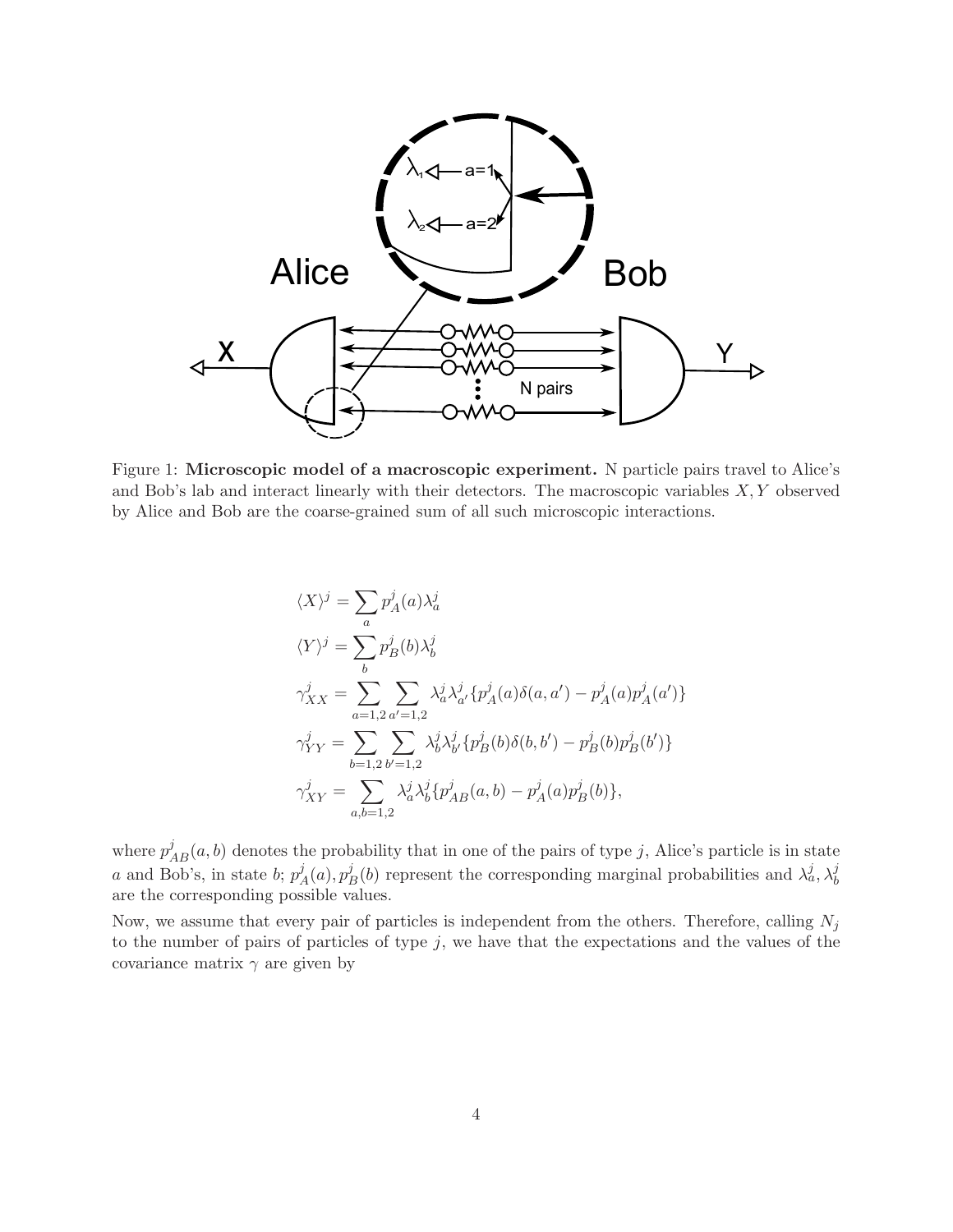Figure 1: **Microscopic model of a macroscopic experiment.** N particle pairs travel to Alice's and Bob's lab and interact linearly with their detectors. The macroscopic variables $X, Y$ observed by Alice and Bob are the coarse-grained sum of all such microscopic interactions.

$$
\begin{aligned}
\langle X \rangle^j &= \sum_a p_A^j(a) \lambda_a^j \\
\langle Y \rangle^j &= \sum_b p_B^j(b) \lambda_b^j \\
\gamma_{XX}^j &= \sum_{a=1,2} \sum_{a'=1,2} \lambda_a^j \lambda_{a'}^j \{ p_A^j(a) \delta(a,a') - p_A^j(a) p_A^j(a') \} \\
\gamma_{YY}^j &= \sum_{b=1,2} \sum_{b'=1,2} \lambda_b^j \lambda_{b'}^j \{ p_B^j(b) \delta(b,b') - p_B^j(b) p_B^j(b') \} \\
\gamma_{XY}^j &= \sum_{a,b=1,2} \lambda_a^j \lambda_b^j \{ p_{AB}^j(a,b) - p_A^j(a) p_B^j(b) \},
\end{aligned}
$$

where $p_{AB}^j(a,b)$ denotes the probability that in one of the pairs of type $j$, Alice's particle is in state $a$ and Bob's, in state $b$; $p_A^j(a), p_B^j(b)$ represent the corresponding marginal probabilities and $\lambda_a^j, \lambda_b^j$ are the corresponding possible values.

Now, we assume that every pair of particles is independent from the others. Therefore, calling $N_j$ to the number of pairs of particles of type $j$, we have that the expectations and the values of the covariance matrix $\gamma$ are given by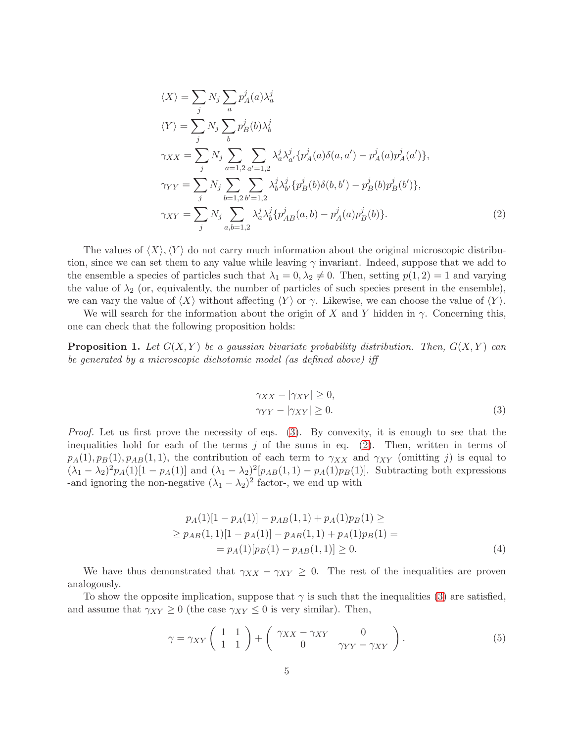$$
\begin{aligned}
\langle X\rangle &= \sum_j N_j \sum_a p_A^j(a)\lambda_a^j \\
\langle Y\rangle &= \sum_j N_j \sum_b p_B^j(b)\lambda_b^j \\
\gamma_{XX} &= \sum_j N_j \sum_{a=1,2}\sum_{a'=1,2} \lambda_a^j\lambda_{a'}^j\{p_A^j(a)\delta(a,a') - p_A^j(a)p_A^j(a')\}, \\
\gamma_{YY} &= \sum_j N_j \sum_{b=1,2}\sum_{b'=1,2} \lambda_b^j\lambda_{b'}^j\{p_B^j(b)\delta(b,b') - p_B^j(b)p_B^j(b')\}, \\
\gamma_{XY} &= \sum_j N_j \sum_{a,b=1,2} \lambda_a^j\lambda_b^j\{p_{AB}^j(a,b) - p_A^j(a)p_B^j(b)\}.
\end{aligned} \tag{2}
$$

The values of $\langle X\rangle, \langle Y\rangle$ do not carry much information about the original microscopic distribution, since we can set them to any value while leaving $\gamma$ invariant. Indeed, suppose that we add to the ensemble a species of particles such that $\lambda_1 = 0, \lambda_2 \neq 0$. Then, setting $p(1,2) = 1$ and varying the value of $\lambda_2$ (or, equivalently, the number of particles of such species present in the ensemble), we can vary the value of $\langle X\rangle$ without affecting $\langle Y\rangle$ or $\gamma$. Likewise, we can choose the value of $\langle Y\rangle$.

We will search for the information about the origin of $X$ and $Y$ hidden in $\gamma$. Concerning this, one can check that the following proposition holds:

**Proposition 1.** *Let $G(X,Y)$ be a gaussian bivariate probability distribution. Then, $G(X,Y)$ can be generated by a microscopic dichotomic model (as defined above) iff*

$$
\begin{aligned}
\gamma_{XX} - |\gamma_{XY}| &\geq 0, \\
\gamma_{YY} - |\gamma_{XY}| &\geq 0.
\end{aligned} \tag{3}
$$

*Proof.* Let us first prove the necessity of eqs. (3). By convexity, it is enough to see that the inequalities hold for each of the terms $j$ of the sums in eq. (2). Then, written in terms of $p_A(1), p_B(1), p_{AB}(1,1)$, the contribution of each term to $\gamma_{XX}$ and $\gamma_{XY}$ (omitting $j$) is equal to $(\lambda_1 - \lambda_2)^2 p_A(1)[1 - p_A(1)]$ and $(\lambda_1 - \lambda_2)^2[p_{AB}(1,1) - p_A(1)p_B(1)]$. Subtracting both expressions -and ignoring the non-negative $(\lambda_1 - \lambda_2)^2$ factor-, we end up with

$$
\begin{aligned}
& p_A(1)[1 - p_A(1)] - p_{AB}(1,1) + p_A(1)p_B(1) \geq \\
& \geq p_{AB}(1,1)[1 - p_A(1)] - p_{AB}(1,1) + p_A(1)p_B(1) = \\
& = p_A(1)[p_B(1) - p_{AB}(1,1)] \geq 0.
\end{aligned} \tag{4}
$$

We have thus demonstrated that $\gamma_{XX} - \gamma_{XY} \geq 0$. The rest of the inequalities are proven analogously.

To show the opposite implication, suppose that $\gamma$ is such that the inequalities (3) are satisfied, and assume that $\gamma_{XY} \geq 0$ (the case $\gamma_{XY} \leq 0$ is very similar). Then,

$$
\gamma = \gamma_{XY}\begin{pmatrix} 1 & 1 \\ 1 & 1 \end{pmatrix} + \begin{pmatrix} \gamma_{XX} - \gamma_{XY} & 0 \\ 0 & \gamma_{YY} - \gamma_{XY} \end{pmatrix}. \tag{5}
$$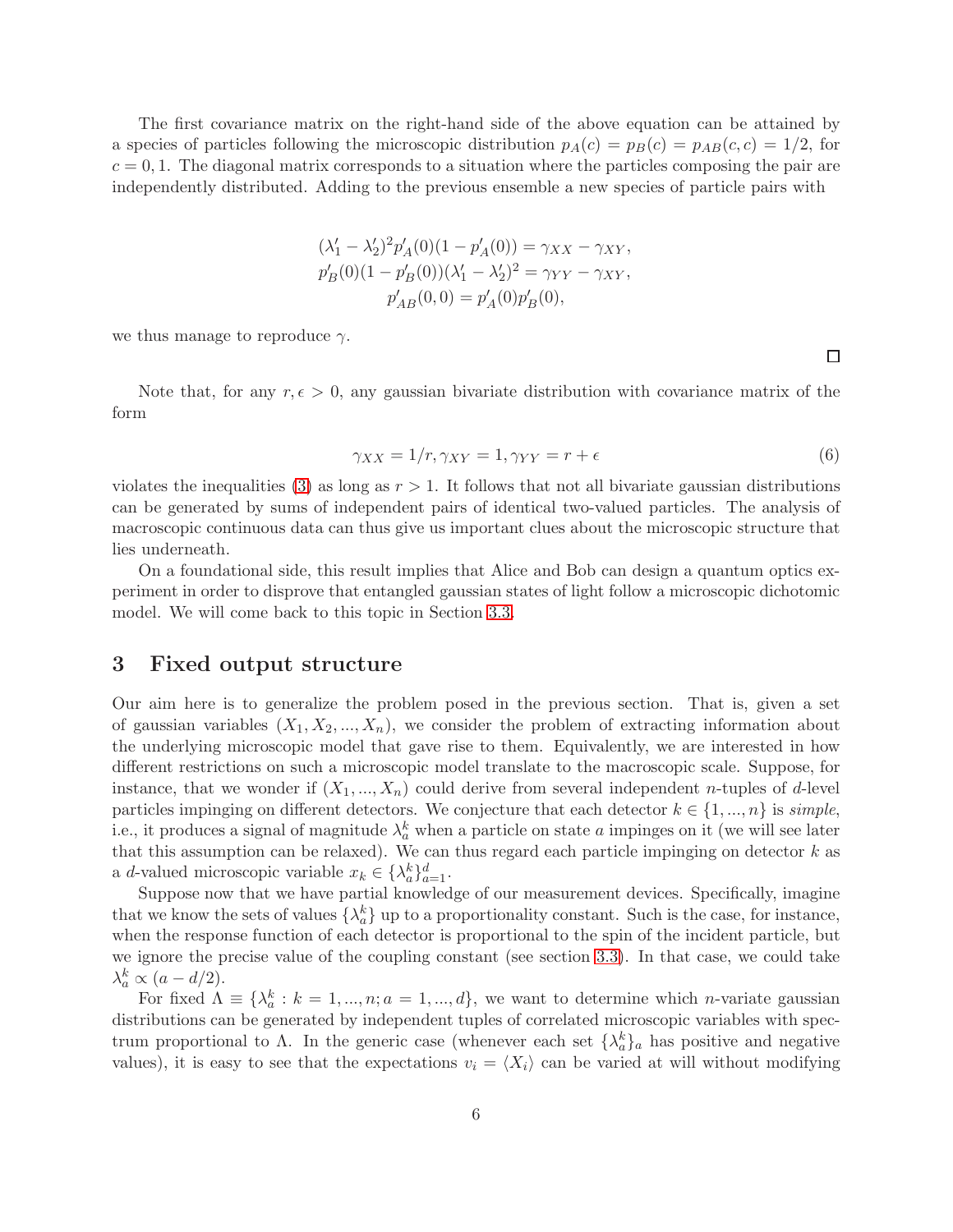The first covariance matrix on the right-hand side of the above equation can be attained by a species of particles following the microscopic distribution $p_A(c) = p_B(c) = p_{AB}(c,c) = 1/2$, for $c = 0, 1$. The diagonal matrix corresponds to a situation where the particles composing the pair are independently distributed. Adding to the previous ensemble a new species of particle pairs with

$$
\begin{aligned}
(\lambda_1' - \lambda_2')^2 p_A'(0)(1 - p_A'(0)) &= \gamma_{XX} - \gamma_{XY}, \\
p_B'(0)(1 - p_B'(0))(\lambda_1' - \lambda_2')^2 &= \gamma_{YY} - \gamma_{XY}, \\
p_{AB}'(0,0) &= p_A'(0)p_B'(0),
\end{aligned}
$$

we thus manage to reproduce $\gamma$.

□

Note that, for any $r, \epsilon > 0$, any gaussian bivariate distribution with covariance matrix of the form

$$
\gamma_{XX} = 1/r, \gamma_{XY} = 1, \gamma_{YY} = r + \epsilon \tag{6}
$$

violates the inequalities (3) as long as $r > 1$. It follows that not all bivariate gaussian distributions can be generated by sums of independent pairs of identical two-valued particles. The analysis of macroscopic continuous data can thus give us important clues about the microscopic structure that lies underneath.

On a foundational side, this result implies that Alice and Bob can design a quantum optics experiment in order to disprove that entangled gaussian states of light follow a microscopic dichotomic model. We will come back to this topic in Section 3.3.

## 3 Fixed output structure

Our aim here is to generalize the problem posed in the previous section. That is, given a set of gaussian variables $(X_1, X_2, ..., X_n)$, we consider the problem of extracting information about the underlying microscopic model that gave rise to them. Equivalently, we are interested in how different restrictions on such a microscopic model translate to the macroscopic scale. Suppose, for instance, that we wonder if $(X_1, ..., X_n)$ could derive from several independent $n$-tuples of $d$-level particles impinging on different detectors. We conjecture that each detector $k \in \{1, ..., n\}$ is *simple*, i.e., it produces a signal of magnitude $\lambda_a^k$ when a particle on state $a$ impinges on it (we will see later that this assumption can be relaxed). We can thus regard each particle impinging on detector $k$ as a $d$-valued microscopic variable $x_k \in \{\lambda_a^k\}_{a=1}^d$.

Suppose now that we have partial knowledge of our measurement devices. Specifically, imagine that we know the sets of values $\{\lambda_a^k\}$ up to a proportionality constant. Such is the case, for instance, when the response function of each detector is proportional to the spin of the incident particle, but we ignore the precise value of the coupling constant (see section 3.3). In that case, we could take $\lambda_a^k \propto (a - d/2)$.

For fixed $\Lambda \equiv \{\lambda_a^k : k = 1, ..., n; a = 1, ..., d\}$, we want to determine which $n$-variate gaussian distributions can be generated by independent tuples of correlated microscopic variables with spectrum proportional to $\Lambda$. In the generic case (whenever each set $\{\lambda_a^k\}_a$ has positive and negative values), it is easy to see that the expectations $v_i = \langle X_i \rangle$ can be varied at will without modifying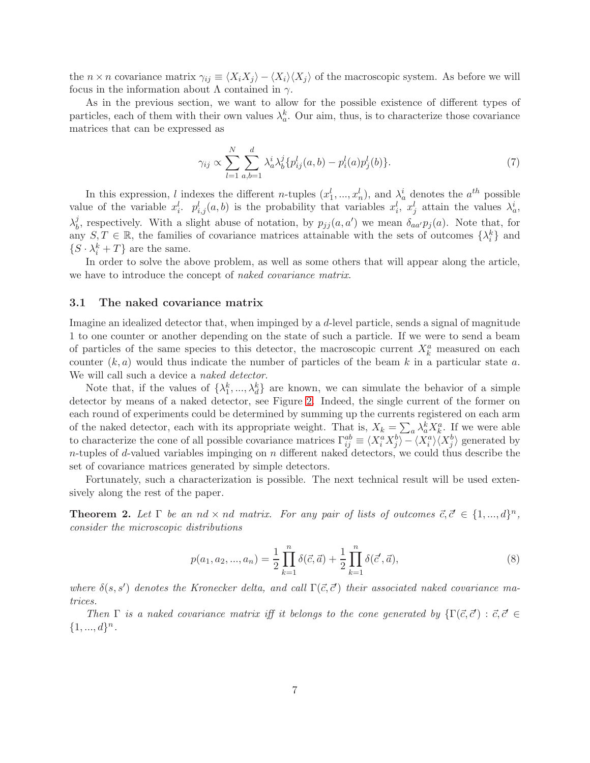the $n \times n$ covariance matrix $\gamma_{ij} \equiv \langle X_i X_j \rangle - \langle X_i \rangle \langle X_j \rangle$ of the macroscopic system. As before we will focus in the information about $\Lambda$ contained in $\gamma$.

As in the previous section, we want to allow for the possible existence of different types of particles, each of them with their own values $\lambda_a^k$. Our aim, thus, is to characterize those covariance matrices that can be expressed as

$$\gamma_{ij} \propto \sum_{l=1}^{N} \sum_{a,b=1}^{d} \lambda_a^i \lambda_b^j \{p_{ij}^l(a,b) - p_i^l(a) p_j^l(b)\}. \tag{7}$$

In this expression, $l$ indexes the different $n$-tuples $(x_1^l, ..., x_n^l)$, and $\lambda_a^i$ denotes the $a^{th}$ possible value of the variable $x_i^l$. $p_{i,j}^l(a,b)$ is the probability that variables $x_i^l$, $x_j^l$ attain the values $\lambda_a^i$, $\lambda_b^j$, respectively. With a slight abuse of notation, by $p_{jj}(a,a')$ we mean $\delta_{aa'} p_j(a)$. Note that, for any $S, T \in \mathbb{R}$, the families of covariance matrices attainable with the sets of outcomes $\{\lambda_i^k\}$ and $\{S \cdot \lambda_i^k + T\}$ are the same.

In order to solve the above problem, as well as some others that will appear along the article, we have to introduce the concept of *naked covariance matrix*.

### 3.1 The naked covariance matrix

Imagine an idealized detector that, when impinged by a $d$-level particle, sends a signal of magnitude 1 to one counter or another depending on the state of such a particle. If we were to send a beam of particles of the same species to this detector, the macroscopic current $X_k^a$ measured on each counter $(k, a)$ would thus indicate the number of particles of the beam $k$ in a particular state $a$. We will call such a device a *naked detector*.

Note that, if the values of $\{\lambda_1^k, ..., \lambda_d^k\}$ are known, we can simulate the behavior of a simple detector by means of a naked detector, see Figure 2. Indeed, the single current of the former on each round of experiments could be determined by summing up the currents registered on each arm of the naked detector, each with its appropriate weight. That is, $X_k = \sum_a \lambda_a^k X_k^a$. If we were able to characterize the cone of all possible covariance matrices $\Gamma_{ij}^{ab} \equiv \langle X_i^a X_j^b \rangle - \langle X_i^a \rangle \langle X_j^b \rangle$ generated by $n$-tuples of $d$-valued variables impinging on $n$ different naked detectors, we could thus describe the set of covariance matrices generated by simple detectors.

Fortunately, such a characterization is possible. The next technical result will be used extensively along the rest of the paper.

**Theorem 2.** *Let $\Gamma$ be an $nd \times nd$ matrix. For any pair of lists of outcomes $\vec{c}, \vec{c}' \in \{1, ..., d\}^n$, consider the microscopic distributions*

$$p(a_1, a_2, ..., a_n) = \frac{1}{2} \prod_{k=1}^{n} \delta(\vec{c}, \vec{a}) + \frac{1}{2} \prod_{k=1}^{n} \delta(\vec{c}', \vec{a}), \tag{8}$$

*where $\delta(s, s')$ denotes the Kronecker delta, and call $\Gamma(\vec{c}, \vec{c}')$ their associated naked covariance matrices.*

*Then $\Gamma$ is a naked covariance matrix iff it belongs to the cone generated by $\{\Gamma(\vec{c}, \vec{c}') : \vec{c}, \vec{c}' \in \{1, ..., d\}^n$.*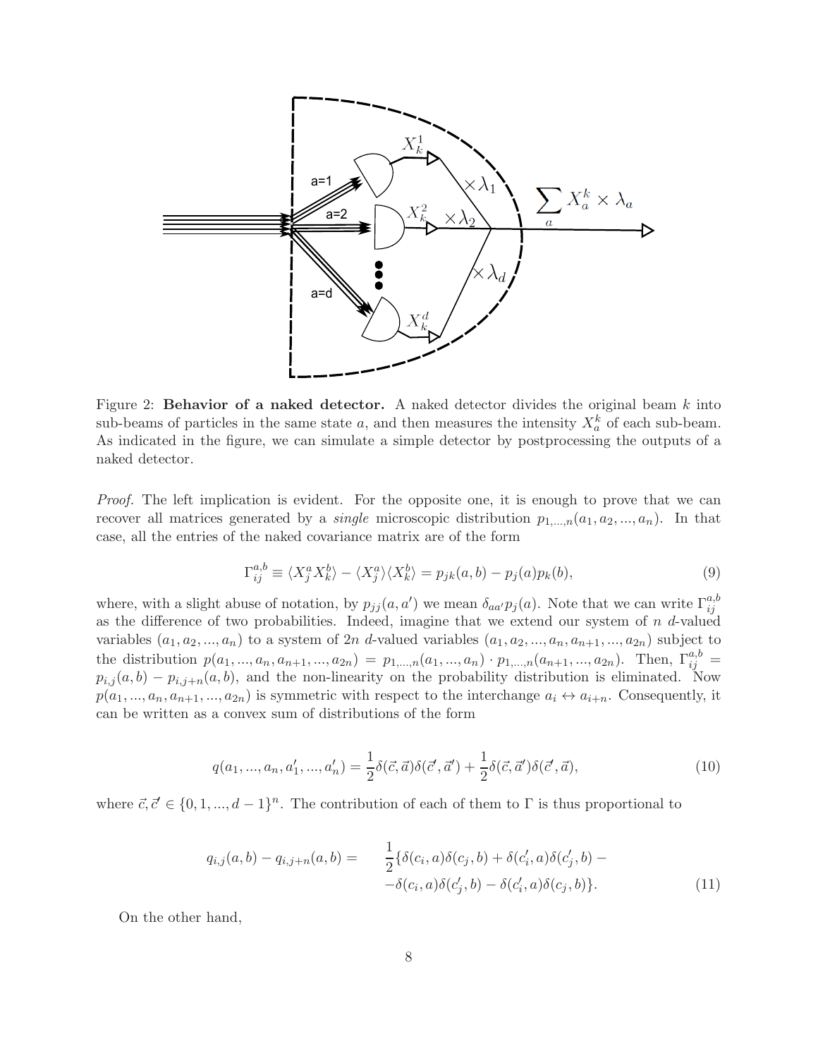Figure 2: **Behavior of a naked detector.** A naked detector divides the original beam $k$ into sub-beams of particles in the same state $a$, and then measures the intensity $X_a^k$ of each sub-beam. As indicated in the figure, we can simulate a simple detector by postprocessing the outputs of a naked detector.

*Proof.* The left implication is evident. For the opposite one, it is enough to prove that we can recover all matrices generated by a *single* microscopic distribution $p_{1,...,n}(a_1, a_2, ..., a_n)$. In that case, all the entries of the naked covariance matrix are of the form

$$\Gamma_{ij}^{a,b} \equiv \langle X_j^a X_k^b \rangle - \langle X_j^a \rangle \langle X_k^b \rangle = p_{jk}(a, b) - p_j(a) p_k(b), \tag{9}$$

where, with a slight abuse of notation, by $p_{jj}(a, a')$ we mean $\delta_{aa'} p_j(a)$. Note that we can write $\Gamma_{ij}^{a,b}$ as the difference of two probabilities. Indeed, imagine that we extend our system of $n$ $d$-valued variables $(a_1, a_2, ..., a_n)$ to a system of $2n$ $d$-valued variables $(a_1, a_2, ..., a_n, a_{n+1}, ..., a_{2n})$ subject to the distribution $p(a_1, ..., a_n, a_{n+1}, ..., a_{2n}) = p_{1,...,n}(a_1, ..., a_n) \cdot p_{1,...,n}(a_{n+1}, ..., a_{2n})$. Then, $\Gamma_{ij}^{a,b} = p_{i,j}(a, b) - p_{i,j+n}(a, b)$, and the non-linearity on the probability distribution is eliminated. Now $p(a_1, ..., a_n, a_{n+1}, ..., a_{2n})$ is symmetric with respect to the interchange $a_i \leftrightarrow a_{i+n}$. Consequently, it can be written as a convex sum of distributions of the form

$$q(a_1, ..., a_n, a'_1, ..., a'_n) = \frac{1}{2}\delta(\vec{c}, \vec{a})\delta(\vec{c}', \vec{a}') + \frac{1}{2}\delta(\vec{c}, \vec{a}')\delta(\vec{c}', \vec{a}), \tag{10}$$

where $\vec{c}, \vec{c}' \in \{0, 1, ..., d-1\}^n$. The contribution of each of them to $\Gamma$ is thus proportional to

$$\begin{aligned} q_{i,j}(a, b) - q_{i,j+n}(a, b) = \quad & \frac{1}{2}\{\delta(c_i, a)\delta(c_j, b) + \delta(c'_i, a)\delta(c'_j, b) - \\ & -\delta(c_i, a)\delta(c'_j, b) - \delta(c'_i, a)\delta(c_j, b)\}. \end{aligned} \tag{11}$$

On the other hand,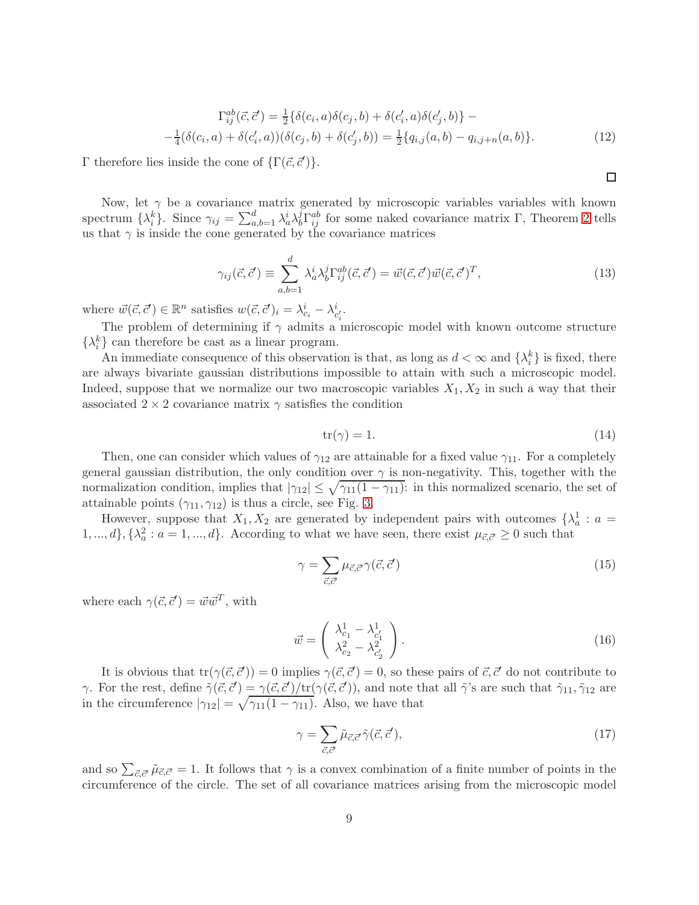$$
\Gamma_{ij}^{ab}(\vec{c},\vec{c}') = \tfrac{1}{2}\{\delta(c_i,a)\delta(c_j,b) + \delta(c_i',a)\delta(c_j',b)\} -
$$

$$
-\tfrac{1}{4}(\delta(c_i,a) + \delta(c_i',a))(\delta(c_j,b) + \delta(c_j',b)) = \tfrac{1}{2}\{q_{i,j}(a,b) - q_{i,j+n}(a,b)\}. \tag{12}
$$

$\Gamma$ therefore lies inside the cone of $\{\Gamma(\vec{c},\vec{c}')\}$.

□

Now, let $\gamma$ be a covariance matrix generated by microscopic variables variables with known spectrum $\{\lambda_i^k\}$. Since $\gamma_{ij} = \sum_{a,b=1}^d \lambda_a^i \lambda_b^j \Gamma_{ij}^{ab}$ for some naked covariance matrix $\Gamma$, Theorem 2 tells us that $\gamma$ is inside the cone generated by the covariance matrices

$$
\gamma_{ij}(\vec{c},\vec{c}') \equiv \sum_{a,b=1}^{d} \lambda_a^i \lambda_b^j \Gamma_{ij}^{ab}(\vec{c},\vec{c}') = \vec{w}(\vec{c},\vec{c}')\vec{w}(\vec{c},\vec{c}')^T, \tag{13}
$$

where $\vec{w}(\vec{c},\vec{c}') \in \mathbb{R}^n$ satisfies $w(\vec{c},\vec{c}')_i = \lambda_{c_i}^i - \lambda_{c_i'}^i$.

The problem of determining if $\gamma$ admits a microscopic model with known outcome structure $\{\lambda_i^k\}$ can therefore be cast as a linear program.

An immediate consequence of this observation is that, as long as $d < \infty$ and $\{\lambda_i^k\}$ is fixed, there are always bivariate gaussian distributions impossible to attain with such a microscopic model. Indeed, suppose that we normalize our two macroscopic variables $X_1, X_2$ in such a way that their associated $2 \times 2$ covariance matrix $\gamma$ satisfies the condition

$$
\mathrm{tr}(\gamma) = 1. \tag{14}
$$

Then, one can consider which values of $\gamma_{12}$ are attainable for a fixed value $\gamma_{11}$. For a completely general gaussian distribution, the only condition over $\gamma$ is non-negativity. This, together with the normalization condition, implies that $|\gamma_{12}| \leq \sqrt{\gamma_{11}(1-\gamma_{11})}$: in this normalized scenario, the set of attainable points $(\gamma_{11}, \gamma_{12})$ is thus a circle, see Fig. 3.

However, suppose that $X_1, X_2$ are generated by independent pairs with outcomes $\{\lambda_a^1 : a = 1,...,d\}, \{\lambda_a^2 : a = 1,...,d\}$. According to what we have seen, there exist $\mu_{\vec{c},\vec{c}'} \geq 0$ such that

$$
\gamma = \sum_{\vec{c},\vec{c}'} \mu_{\vec{c},\vec{c}'} \gamma(\vec{c},\vec{c}') \tag{15}
$$

where each $\gamma(\vec{c},\vec{c}') = \vec{w}\vec{w}^T$, with

$$
\vec{w} = \left( \begin{array}{c} \lambda_{c_1}^1 - \lambda_{c_1'}^1 \\ \lambda_{c_2}^2 - \lambda_{c_2'}^2 \end{array} \right). \tag{16}
$$

It is obvious that $\mathrm{tr}(\gamma(\vec{c},\vec{c}')) = 0$ implies $\gamma(\vec{c},\vec{c}') = 0$, so these pairs of $\vec{c},\vec{c}'$ do not contribute to $\gamma$. For the rest, define $\tilde{\gamma}(\vec{c},\vec{c}') = \gamma(\vec{c},\vec{c}')/\mathrm{tr}(\gamma(\vec{c},\vec{c}'))$, and note that all $\tilde{\gamma}$'s are such that $\tilde{\gamma}_{11}, \tilde{\gamma}_{12}$ are in the circumference $|\gamma_{12}| = \sqrt{\gamma_{11}(1-\gamma_{11})}$. Also, we have that

$$
\gamma = \sum_{\vec{c},\vec{c}'} \tilde{\mu}_{\vec{c},\vec{c}'} \tilde{\gamma}(\vec{c},\vec{c}'), \tag{17}
$$

and so $\sum_{\vec{c},\vec{c}'} \tilde{\mu}_{\vec{c},\vec{c}'} = 1$. It follows that $\gamma$ is a convex combination of a finite number of points in the circumference of the circle. The set of all covariance matrices arising from the microscopic model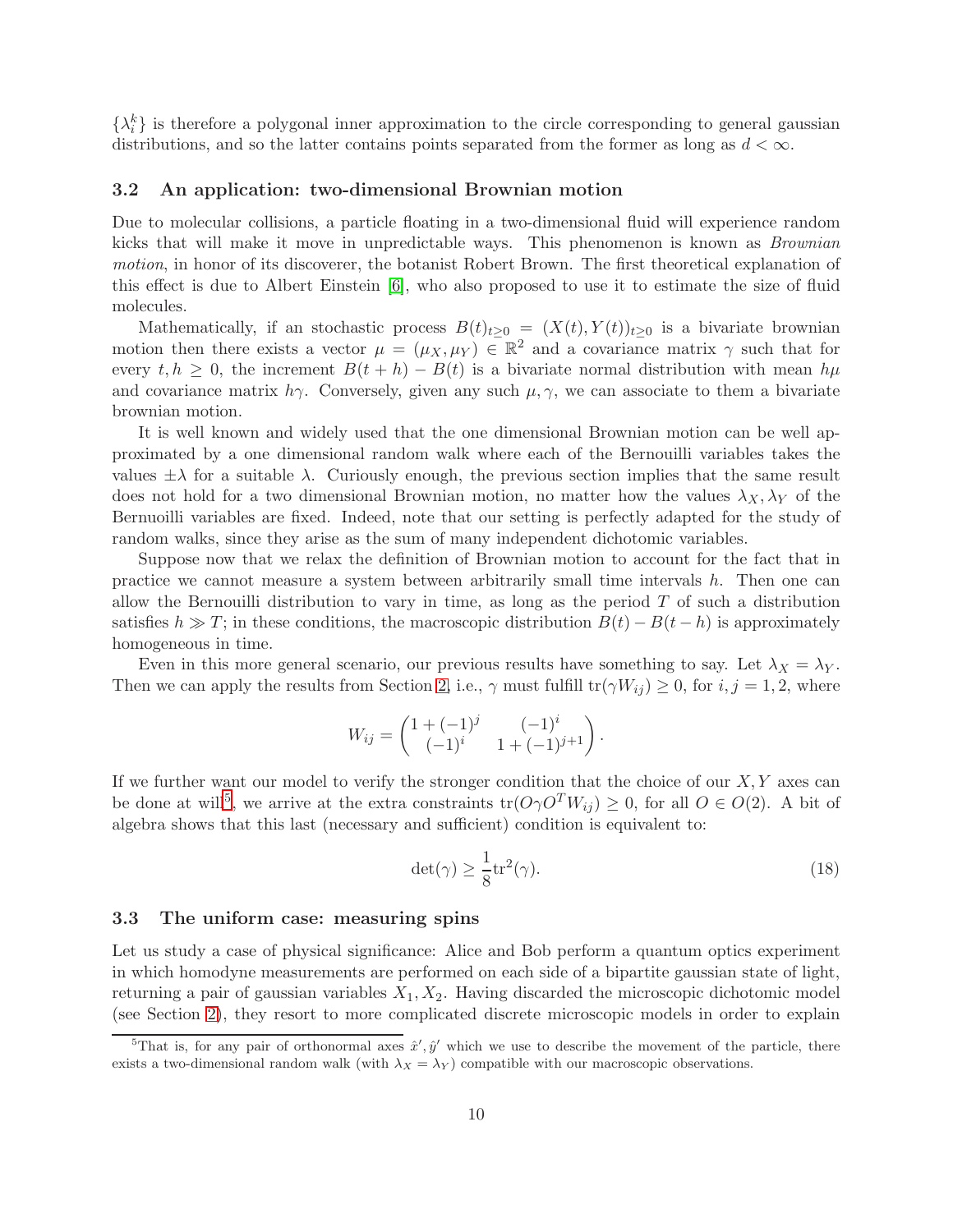$\{\lambda_i^k\}$ is therefore a polygonal inner approximation to the circle corresponding to general gaussian distributions, and so the latter contains points separated from the former as long as $d < \infty$.

### 3.2 An application: two-dimensional Brownian motion

Due to molecular collisions, a particle floating in a two-dimensional fluid will experience random kicks that will make it move in unpredictable ways. This phenomenon is known as *Brownian motion*, in honor of its discoverer, the botanist Robert Brown. The first theoretical explanation of this effect is due to Albert Einstein [6], who also proposed to use it to estimate the size of fluid molecules.

Mathematically, if an stochastic process $B(t)_{t\geq 0} = (X(t), Y(t))_{t\geq 0}$ is a bivariate brownian motion then there exists a vector $\mu = (\mu_X, \mu_Y) \in \mathbb{R}^2$ and a covariance matrix $\gamma$ such that for every $t, h \geq 0$, the increment $B(t+h) - B(t)$ is a bivariate normal distribution with mean $h\mu$ and covariance matrix $h\gamma$. Conversely, given any such $\mu, \gamma$, we can associate to them a bivariate brownian motion.

It is well known and widely used that the one dimensional Brownian motion can be well approximated by a one dimensional random walk where each of the Bernouilli variables takes the values $\pm\lambda$ for a suitable $\lambda$. Curiously enough, the previous section implies that the same result does not hold for a two dimensional Brownian motion, no matter how the values $\lambda_X, \lambda_Y$ of the Bernuoilli variables are fixed. Indeed, note that our setting is perfectly adapted for the study of random walks, since they arise as the sum of many independent dichotomic variables.

Suppose now that we relax the definition of Brownian motion to account for the fact that in practice we cannot measure a system between arbitrarily small time intervals $h$. Then one can allow the Bernouilli distribution to vary in time, as long as the period $T$ of such a distribution satisfies $h \gg T$; in these conditions, the macroscopic distribution $B(t) - B(t-h)$ is approximately homogeneous in time.

Even in this more general scenario, our previous results have something to say. Let $\lambda_X = \lambda_Y$. Then we can apply the results from Section 2, i.e., $\gamma$ must fulfill $\text{tr}(\gamma W_{ij}) \geq 0$, for $i, j = 1, 2$, where

$$W_{ij} = \begin{pmatrix} 1 + (-1)^j & (-1)^i \\ (-1)^i & 1 + (-1)^{j+1} \end{pmatrix}.$$

If we further want our model to verify the stronger condition that the choice of our $X, Y$ axes can be done at will[5], we arrive at the extra constraints $\text{tr}(O\gamma O^T W_{ij}) \geq 0$, for all $O \in O(2)$. A bit of algebra shows that this last (necessary and sufficient) condition is equivalent to:

$$\det(\gamma) \geq \frac{1}{8}\text{tr}^2(\gamma). \tag{18}$$

### 3.3 The uniform case: measuring spins

Let us study a case of physical significance: Alice and Bob perform a quantum optics experiment in which homodyne measurements are performed on each side of a bipartite gaussian state of light, returning a pair of gaussian variables $X_1, X_2$. Having discarded the microscopic dichotomic model (see Section 2), they resort to more complicated discrete microscopic models in order to explain

[5] That is, for any pair of orthonormal axes $\hat{x}', \hat{y}'$ which we use to describe the movement of the particle, there exists a two-dimensional random walk (with $\lambda_X = \lambda_Y$) compatible with our macroscopic observations.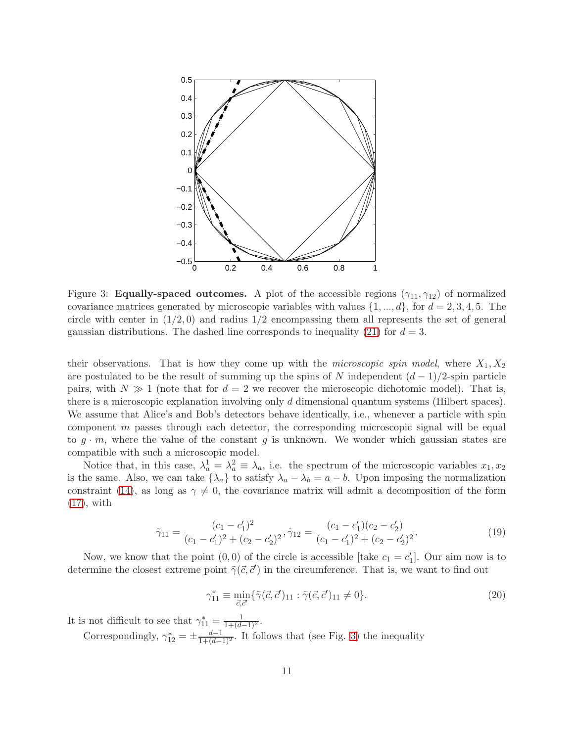Figure 3: **Equally-spaced outcomes.** A plot of the accessible regions $(\gamma_{11}, \gamma_{12})$ of normalized covariance matrices generated by microscopic variables with values $\{1, ..., d\}$, for $d = 2, 3, 4, 5$. The circle with center in $(1/2, 0)$ and radius $1/2$ encompassing them all represents the set of general gaussian distributions. The dashed line corresponds to inequality (21) for $d = 3$.

their observations. That is how they come up with the *microscopic spin model*, where $X_1, X_2$ are postulated to be the result of summing up the spins of $N$ independent $(d-1)/2$-spin particle pairs, with $N \gg 1$ (note that for $d = 2$ we recover the microscopic dichotomic model). That is, there is a microscopic explanation involving only $d$ dimensional quantum systems (Hilbert spaces). We assume that Alice's and Bob's detectors behave identically, i.e., whenever a particle with spin component $m$ passes through each detector, the corresponding microscopic signal will be equal to $g \cdot m$, where the value of the constant $g$ is unknown. We wonder which gaussian states are compatible with such a microscopic model.

Notice that, in this case, $\lambda_a^1 = \lambda_a^2 \equiv \lambda_a$, i.e. the spectrum of the microscopic variables $x_1, x_2$ is the same. Also, we can take $\{\lambda_a\}$ to satisfy $\lambda_a - \lambda_b = a - b$. Upon imposing the normalization constraint (14), as long as $\gamma \neq 0$, the covariance matrix will admit a decomposition of the form (17), with

$$\tilde{\gamma}_{11} = \frac{(c_1 - c_1')^2}{(c_1 - c_1')^2 + (c_2 - c_2')^2}, \tilde{\gamma}_{12} = \frac{(c_1 - c_1')(c_2 - c_2')}{(c_1 - c_1')^2 + (c_2 - c_2')^2}. \tag{19}$$

Now, we know that the point $(0, 0)$ of the circle is accessible [take $c_1 = c_1'$]. Our aim now is to determine the closest extreme point $\tilde{\gamma}(\vec{c}, \vec{c}')$ in the circumference. That is, we want to find out

$$\gamma_{11}^* \equiv \min_{\vec{c}, \vec{c}'} \{\tilde{\gamma}(\vec{c}, \vec{c}')_{11} : \tilde{\gamma}(\vec{c}, \vec{c}')_{11} \neq 0\}. \tag{20}$$

It is not difficult to see that $\gamma_{11}^* = \frac{1}{1+(d-1)^2}$.

Correspondingly, $\gamma_{12}^* = \pm \frac{d-1}{1+(d-1)^2}$. It follows that (see Fig. 3) the inequality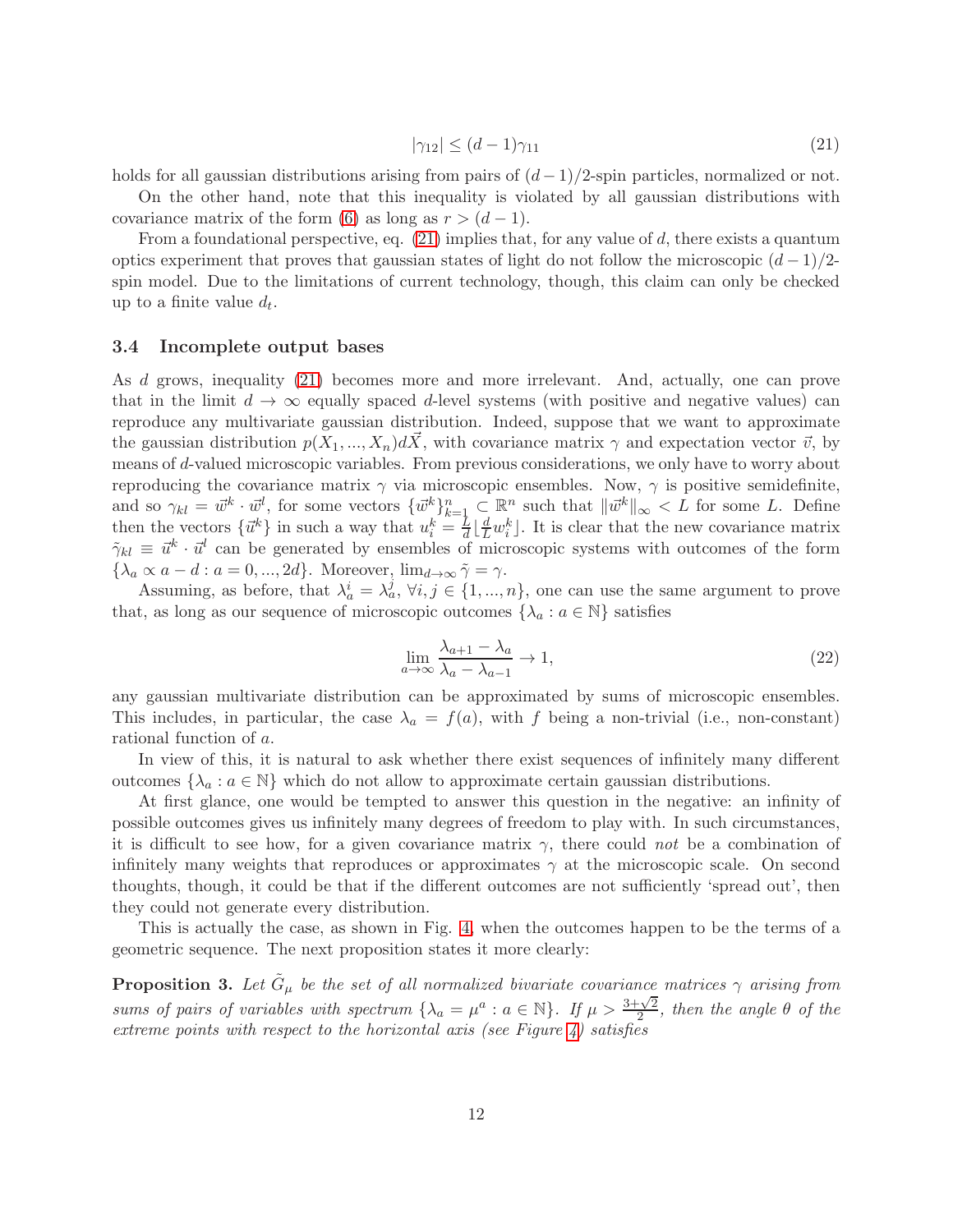$$|\gamma_{12}| \leq (d-1)\gamma_{11} \tag{21}$$

holds for all gaussian distributions arising from pairs of $(d-1)/2$-spin particles, normalized or not.

On the other hand, note that this inequality is violated by all gaussian distributions with covariance matrix of the form (6) as long as $r > (d-1)$.

From a foundational perspective, eq. (21) implies that, for any value of $d$, there exists a quantum optics experiment that proves that gaussian states of light do not follow the microscopic $(d-1)/2$-spin model. Due to the limitations of current technology, though, this claim can only be checked up to a finite value $d_t$.

### 3.4 Incomplete output bases

As $d$ grows, inequality (21) becomes more and more irrelevant. And, actually, one can prove that in the limit $d \to \infty$ equally spaced $d$-level systems (with positive and negative values) can reproduce any multivariate gaussian distribution. Indeed, suppose that we want to approximate the gaussian distribution $p(X_1, ..., X_n)d\vec{X}$, with covariance matrix $\gamma$ and expectation vector $\vec{v}$, by means of $d$-valued microscopic variables. From previous considerations, we only have to worry about reproducing the covariance matrix $\gamma$ via microscopic ensembles. Now, $\gamma$ is positive semidefinite, and so $\gamma_{kl} = \vec{w}^k \cdot \vec{w}^l$, for some vectors $\{\vec{w}^k\}_{k=1}^n \subset \mathbb{R}^n$ such that $\|\vec{w}^k\|_\infty < L$ for some $L$. Define then the vectors $\{\vec{u}^k\}$ in such a way that $u_i^k = \frac{L}{d}\lfloor \frac{d}{L} w_i^k \rfloor$. It is clear that the new covariance matrix $\tilde{\gamma}_{kl} \equiv \vec{u}^k \cdot \vec{u}^l$ can be generated by ensembles of microscopic systems with outcomes of the form $\{\lambda_a \propto a - d : a = 0, ..., 2d\}$. Moreover, $\lim_{d\to\infty} \tilde{\gamma} = \gamma$.

Assuming, as before, that $\lambda_a^i = \lambda_a^j$, $\forall i, j \in \{1, ..., n\}$, one can use the same argument to prove that, as long as our sequence of microscopic outcomes $\{\lambda_a : a \in \mathbb{N}\}$ satisfies

$$\lim_{a\to\infty} \frac{\lambda_{a+1} - \lambda_a}{\lambda_a - \lambda_{a-1}} \to 1, \tag{22}$$

any gaussian multivariate distribution can be approximated by sums of microscopic ensembles. This includes, in particular, the case $\lambda_a = f(a)$, with $f$ being a non-trivial (i.e., non-constant) rational function of $a$.

In view of this, it is natural to ask whether there exist sequences of infinitely many different outcomes $\{\lambda_a : a \in \mathbb{N}\}$ which do not allow to approximate certain gaussian distributions.

At first glance, one would be tempted to answer this question in the negative: an infinity of possible outcomes gives us infinitely many degrees of freedom to play with. In such circumstances, it is difficult to see how, for a given covariance matrix $\gamma$, there could *not* be a combination of infinitely many weights that reproduces or approximates $\gamma$ at the microscopic scale. On second thoughts, though, it could be that if the different outcomes are not sufficiently 'spread out', then they could not generate every distribution.

This is actually the case, as shown in Fig. 4, when the outcomes happen to be the terms of a geometric sequence. The next proposition states it more clearly:

**Proposition 3.** *Let $\tilde{G}_\mu$ be the set of all normalized bivariate covariance matrices $\gamma$ arising from sums of pairs of variables with spectrum $\{\lambda_a = \mu^a : a \in \mathbb{N}\}$. If $\mu > \frac{3+\sqrt{2}}{2}$, then the angle $\theta$ of the extreme points with respect to the horizontal axis (see Figure 4) satisfies*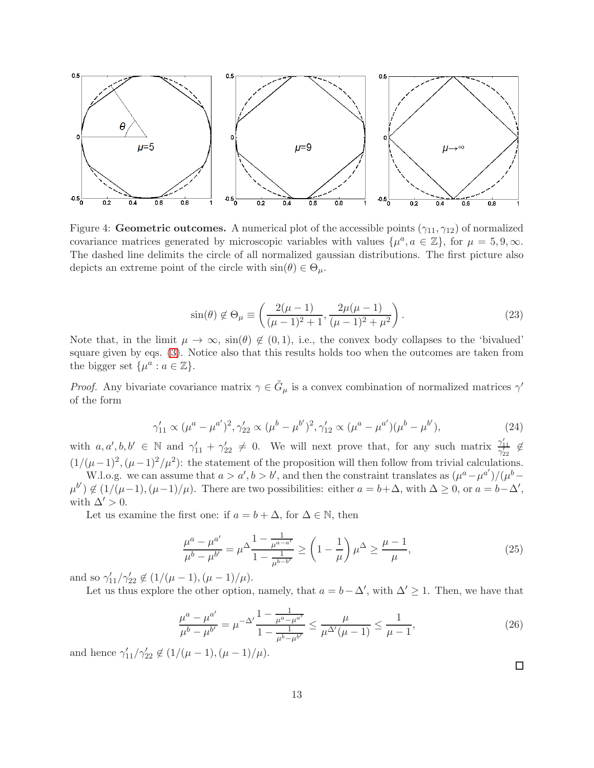Figure 4: **Geometric outcomes.** A numerical plot of the accessible points $(\gamma_{11}, \gamma_{12})$ of normalized covariance matrices generated by microscopic variables with values $\{\mu^a, a \in \mathbb{Z}\}$, for $\mu = 5, 9, \infty$. The dashed line delimits the circle of all normalized gaussian distributions. The first picture also depicts an extreme point of the circle with $\sin(\theta) \in \Theta_\mu$.

$$\sin(\theta) \notin \Theta_\mu \equiv \left( \frac{2(\mu - 1)}{(\mu - 1)^2 + 1}, \frac{2\mu(\mu - 1)}{(\mu - 1)^2 + \mu^2} \right). \tag{23}$$

Note that, in the limit $\mu \to \infty$, $\sin(\theta) \notin (0, 1)$, i.e., the convex body collapses to the 'bivalued' square given by eqs. (3). Notice also that this results holds too when the outcomes are taken from the bigger set $\{\mu^a : a \in \mathbb{Z}\}$.

*Proof.* Any bivariate covariance matrix $\gamma \in \tilde{G}_\mu$ is a convex combination of normalized matrices $\gamma'$ of the form

$$\gamma'_{11} \propto (\mu^a - \mu^{a'})^2, \gamma'_{22} \propto (\mu^b - \mu^{b'})^2, \gamma'_{12} \propto (\mu^a - \mu^{a'})(\mu^b - \mu^{b'}), \tag{24}$$

with $a, a', b, b' \in \mathbb{N}$ and $\gamma'_{11} + \gamma'_{22} \neq 0$. We will next prove that, for any such matrix $\frac{\gamma'_{11}}{\gamma'_{22}} \notin (1/(\mu-1)^2, (\mu-1)^2/\mu^2)$: the statement of the proposition will then follow from trivial calculations.

W.l.o.g. we can assume that $a > a', b > b'$, and then the constraint translates as $(\mu^a - \mu^{a'})/(\mu^b - \mu^{b'}) \notin (1/(\mu-1), (\mu-1)/\mu)$. There are two possibilities: either $a = b + \Delta$, with $\Delta \geq 0$, or $a = b - \Delta'$, with $\Delta' > 0$.

Let us examine the first one: if $a = b + \Delta$, for $\Delta \in \mathbb{N}$, then

$$\frac{\mu^a - \mu^{a'}}{\mu^b - \mu^{b'}} = \mu^\Delta \frac{1 - \frac{1}{\mu^{a-a'}}}{1 - \frac{1}{\mu^{b-b'}}} \geq \left(1 - \frac{1}{\mu}\right)\mu^\Delta \geq \frac{\mu - 1}{\mu}, \tag{25}$$

and so $\gamma'_{11}/\gamma'_{22} \notin (1/(\mu-1), (\mu-1)/\mu)$.

Let us thus explore the other option, namely, that $a = b - \Delta'$, with $\Delta' \geq 1$. Then, we have that

$$\frac{\mu^a - \mu^{a'}}{\mu^b - \mu^{b'}} = \mu^{-\Delta'} \frac{1 - \frac{1}{\mu^{a} - \mu^{a'}}}{1 - \frac{1}{\mu^{b} - \mu^{b'}}} \leq \frac{\mu}{\mu^{\Delta'}(\mu - 1)} \leq \frac{1}{\mu - 1}, \tag{26}$$

and hence $\gamma'_{11}/\gamma'_{22} \notin (1/(\mu-1), (\mu-1)/\mu)$.

□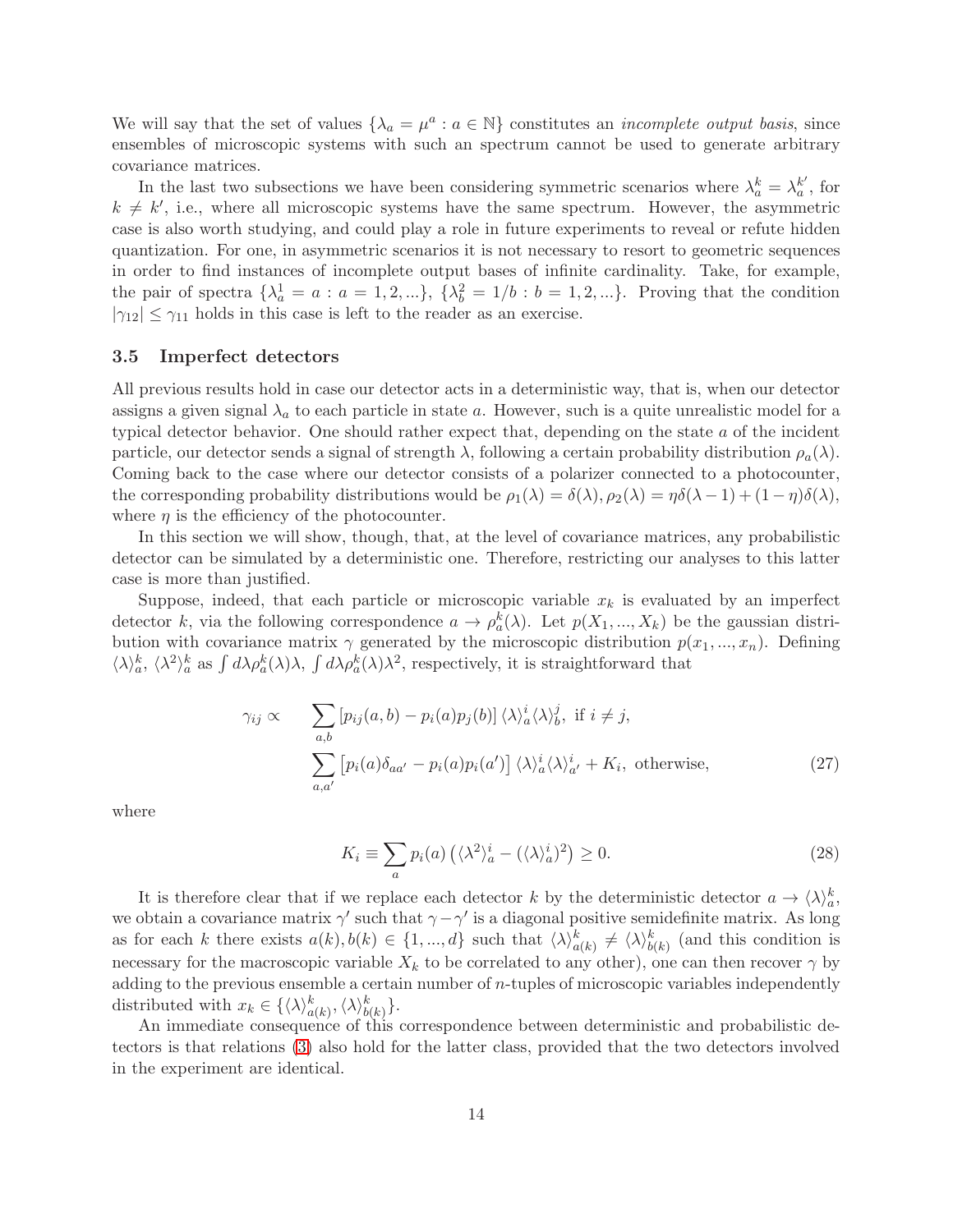We will say that the set of values $\{\lambda_a = \mu^a : a \in \mathbb{N}\}$ constitutes an *incomplete output basis*, since ensembles of microscopic systems with such an spectrum cannot be used to generate arbitrary covariance matrices.

In the last two subsections we have been considering symmetric scenarios where $\lambda_a^k = \lambda_a^{k'}$, for $k \neq k'$, i.e., where all microscopic systems have the same spectrum. However, the asymmetric case is also worth studying, and could play a role in future experiments to reveal or refute hidden quantization. For one, in asymmetric scenarios it is not necessary to resort to geometric sequences in order to find instances of incomplete output bases of infinite cardinality. Take, for example, the pair of spectra $\{\lambda_a^1 = a : a = 1, 2, ...\}$, $\{\lambda_b^2 = 1/b : b = 1, 2, ...\}$. Proving that the condition $|\gamma_{12}| \leq \gamma_{11}$ holds in this case is left to the reader as an exercise.

### 3.5 Imperfect detectors

All previous results hold in case our detector acts in a deterministic way, that is, when our detector assigns a given signal $\lambda_a$ to each particle in state $a$. However, such is a quite unrealistic model for a typical detector behavior. One should rather expect that, depending on the state $a$ of the incident particle, our detector sends a signal of strength $\lambda$, following a certain probability distribution $\rho_a(\lambda)$. Coming back to the case where our detector consists of a polarizer connected to a photocounter, the corresponding probability distributions would be $\rho_1(\lambda) = \delta(\lambda), \rho_2(\lambda) = \eta\delta(\lambda - 1) + (1 - \eta)\delta(\lambda)$, where $\eta$ is the efficiency of the photocounter.

In this section we will show, though, that, at the level of covariance matrices, any probabilistic detector can be simulated by a deterministic one. Therefore, restricting our analyses to this latter case is more than justified.

Suppose, indeed, that each particle or microscopic variable $x_k$ is evaluated by an imperfect detector $k$, via the following correspondence $a \to \rho_a^k(\lambda)$. Let $p(X_1, ..., X_k)$ be the gaussian distribution with covariance matrix $\gamma$ generated by the microscopic distribution $p(x_1, ..., x_n)$. Defining $\langle\lambda\rangle_a^k$, $\langle\lambda^2\rangle_a^k$ as $\int d\lambda \rho_a^k(\lambda)\lambda$, $\int d\lambda \rho_a^k(\lambda)\lambda^2$, respectively, it is straightforward that

$$
\gamma_{ij} \propto \begin{array}{l} \displaystyle\sum_{a,b} [p_{ij}(a,b) - p_i(a)p_j(b)] \langle\lambda\rangle_a^i \langle\lambda\rangle_b^j, \text{ if } i \neq j, \\ \displaystyle\sum_{a,a'} \left[p_i(a)\delta_{aa'} - p_i(a)p_i(a')\right] \langle\lambda\rangle_a^i \langle\lambda\rangle_{a'}^i + K_i, \text{ otherwise,} \end{array} \tag{27}
$$

where

$$
K_i \equiv \sum_a p_i(a) \left(\langle\lambda^2\rangle_a^i - (\langle\lambda\rangle_a^i)^2\right) \geq 0. \tag{28}
$$

It is therefore clear that if we replace each detector $k$ by the deterministic detector $a \to \langle\lambda\rangle_a^k$, we obtain a covariance matrix $\gamma'$ such that $\gamma - \gamma'$ is a diagonal positive semidefinite matrix. As long as for each $k$ there exists $a(k), b(k) \in \{1, ..., d\}$ such that $\langle\lambda\rangle_{a(k)}^k \neq \langle\lambda\rangle_{b(k)}^k$ (and this condition is necessary for the macroscopic variable $X_k$ to be correlated to any other), one can then recover $\gamma$ by adding to the previous ensemble a certain number of $n$-tuples of microscopic variables independently distributed with $x_k \in \{\langle\lambda\rangle_{a(k)}^k, \langle\lambda\rangle_{b(k)}^k\}$.

An immediate consequence of this correspondence between deterministic and probabilistic detectors is that relations (3) also hold for the latter class, provided that the two detectors involved in the experiment are identical.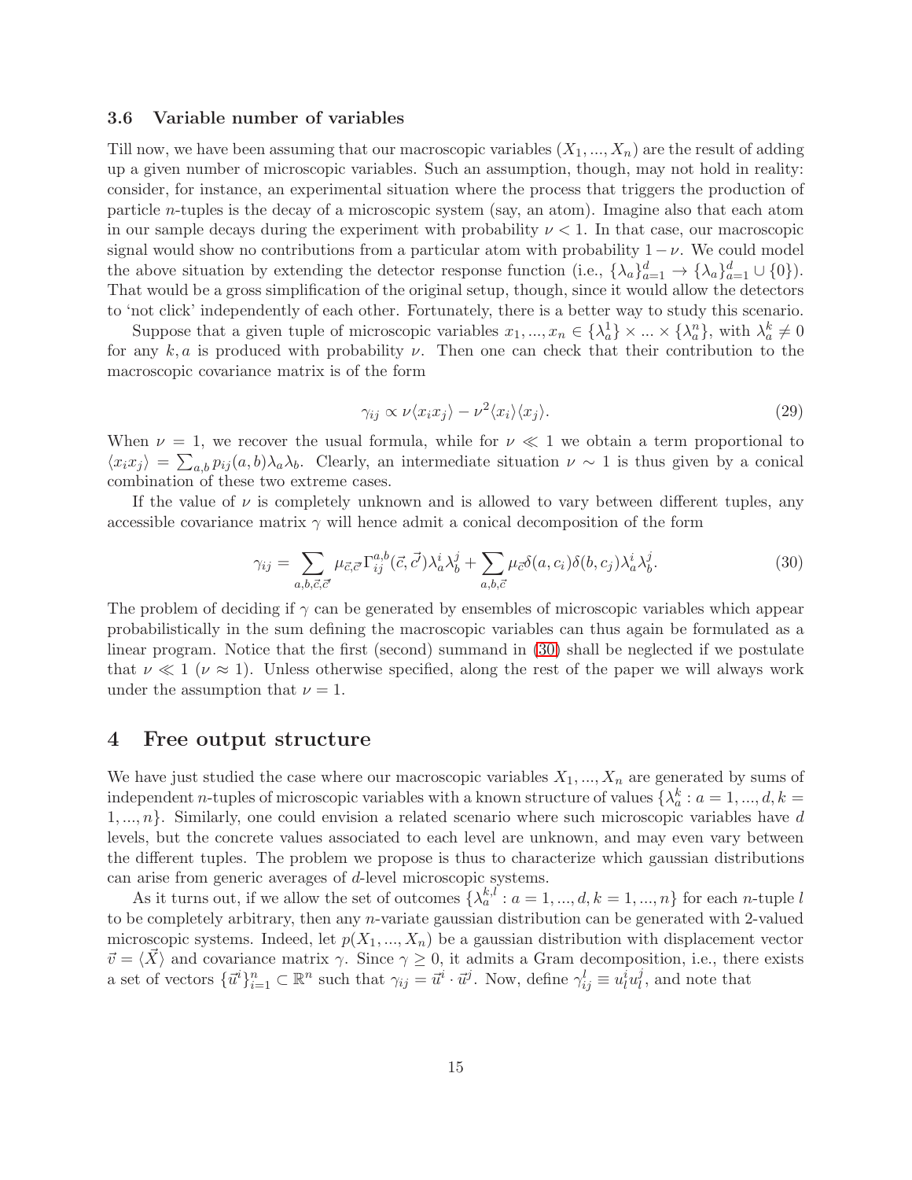### 3.6 Variable number of variables

Till now, we have been assuming that our macroscopic variables $(X_1, ..., X_n)$ are the result of adding up a given number of microscopic variables. Such an assumption, though, may not hold in reality: consider, for instance, an experimental situation where the process that triggers the production of particle $n$-tuples is the decay of a microscopic system (say, an atom). Imagine also that each atom in our sample decays during the experiment with probability $\nu < 1$. In that case, our macroscopic signal would show no contributions from a particular atom with probability $1-\nu$. We could model the above situation by extending the detector response function (i.e., $\{\lambda_a\}_{a=1}^d \to \{\lambda_a\}_{a=1}^d \cup \{0\}$). That would be a gross simplification of the original setup, though, since it would allow the detectors to 'not click' independently of each other. Fortunately, there is a better way to study this scenario.

Suppose that a given tuple of microscopic variables $x_1, ..., x_n \in \{\lambda_a^1\} \times ... \times \{\lambda_a^n\}$, with $\lambda_a^k \neq 0$ for any $k, a$ is produced with probability $\nu$. Then one can check that their contribution to the macroscopic covariance matrix is of the form

$$\gamma_{ij} \propto \nu \langle x_i x_j \rangle - \nu^2 \langle x_i \rangle \langle x_j \rangle. \tag{29}$$

When $\nu = 1$, we recover the usual formula, while for $\nu \ll 1$ we obtain a term proportional to $\langle x_i x_j \rangle = \sum_{a,b} p_{ij}(a,b) \lambda_a \lambda_b$. Clearly, an intermediate situation $\nu \sim 1$ is thus given by a conical combination of these two extreme cases.

If the value of $\nu$ is completely unknown and is allowed to vary between different tuples, any accessible covariance matrix $\gamma$ will hence admit a conical decomposition of the form

$$\gamma_{ij} = \sum_{a,b,\vec{c},\vec{c}'} \mu_{\vec{c},\vec{c}'} \Gamma_{ij}^{a,b}(\vec{c}, \vec{c}') \lambda_a^i \lambda_b^j + \sum_{a,b,\vec{c}} \mu_{\vec{c}} \delta(a, c_i) \delta(b, c_j) \lambda_a^i \lambda_b^j. \tag{30}$$

The problem of deciding if $\gamma$ can be generated by ensembles of microscopic variables which appear probabilistically in the sum defining the macroscopic variables can thus again be formulated as a linear program. Notice that the first (second) summand in (30) shall be neglected if we postulate that $\nu \ll 1$ ($\nu \approx 1$). Unless otherwise specified, along the rest of the paper we will always work under the assumption that $\nu = 1$.

## 4 Free output structure

We have just studied the case where our macroscopic variables $X_1, ..., X_n$ are generated by sums of independent $n$-tuples of microscopic variables with a known structure of values $\{\lambda_a^k : a = 1, ..., d, k = 1, ..., n\}$. Similarly, one could envision a related scenario where such microscopic variables have $d$ levels, but the concrete values associated to each level are unknown, and may even vary between the different tuples. The problem we propose is thus to characterize which gaussian distributions can arise from generic averages of $d$-level microscopic systems.

As it turns out, if we allow the set of outcomes $\{\lambda_a^{k,l} : a = 1, ..., d, k = 1, ..., n\}$ for each $n$-tuple $l$ to be completely arbitrary, then any $n$-variate gaussian distribution can be generated with 2-valued microscopic systems. Indeed, let $p(X_1, ..., X_n)$ be a gaussian distribution with displacement vector $\vec{v} = \langle \vec{X} \rangle$ and covariance matrix $\gamma$. Since $\gamma \geq 0$, it admits a Gram decomposition, i.e., there exists a set of vectors $\{\vec{u}^i\}_{i=1}^n \subset \mathbb{R}^n$ such that $\gamma_{ij} = \vec{u}^i \cdot \vec{u}^j$. Now, define $\gamma_{ij}^l \equiv u_l^i u_l^j$, and note that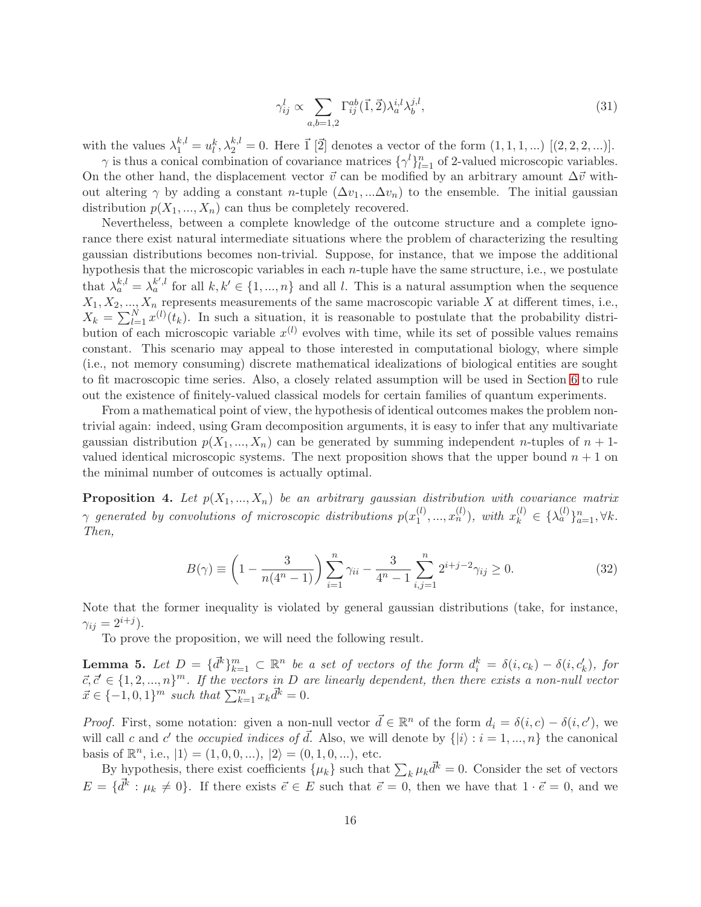$$
\gamma^l_{ij} \propto \sum_{a,b=1,2} \Gamma^{ab}_{ij}(\vec{1},\vec{2})\lambda^{i,l}_a \lambda^{j,l}_b, \tag{31}
$$

with the values $\lambda^{k,l}_1 = u^k_l, \lambda^{k,l}_2 = 0$. Here $\vec{1}$ [$\vec{2}$] denotes a vector of the form $(1,1,1,...)$ [$(2,2,2,...)$].

$\gamma$ is thus a conical combination of covariance matrices $\{\gamma^l\}_{l=1}^n$ of 2-valued microscopic variables. On the other hand, the displacement vector $\vec{v}$ can be modified by an arbitrary amount $\Delta\vec{v}$ without altering $\gamma$ by adding a constant $n$-tuple $(\Delta v_1, ...\Delta v_n)$ to the ensemble. The initial gaussian distribution $p(X_1,...,X_n)$ can thus be completely recovered.

Nevertheless, between a complete knowledge of the outcome structure and a complete ignorance there exist natural intermediate situations where the problem of characterizing the resulting gaussian distributions becomes non-trivial. Suppose, for instance, that we impose the additional hypothesis that the microscopic variables in each $n$-tuple have the same structure, i.e., we postulate that $\lambda^{k,l}_a = \lambda^{k',l}_a$ for all $k,k' \in \{1,...,n\}$ and all $l$. This is a natural assumption when the sequence $X_1, X_2, ..., X_n$ represents measurements of the same macroscopic variable $X$ at different times, i.e., $X_k = \sum_{l=1}^N x^{(l)}(t_k)$. In such a situation, it is reasonable to postulate that the probability distribution of each microscopic variable $x^{(l)}$ evolves with time, while its set of possible values remains constant. This scenario may appeal to those interested in computational biology, where simple (i.e., not memory consuming) discrete mathematical idealizations of biological entities are sought to fit macroscopic time series. Also, a closely related assumption will be used in Section 6 to rule out the existence of finitely-valued classical models for certain families of quantum experiments.

From a mathematical point of view, the hypothesis of identical outcomes makes the problem non-trivial again: indeed, using Gram decomposition arguments, it is easy to infer that any multivariate gaussian distribution $p(X_1,...,X_n)$ can be generated by summing independent $n$-tuples of $n+1$-valued identical microscopic systems. The next proposition shows that the upper bound $n+1$ on the minimal number of outcomes is actually optimal.

**Proposition 4.** *Let $p(X_1,...,X_n)$ be an arbitrary gaussian distribution with covariance matrix $\gamma$ generated by convolutions of microscopic distributions $p(x^{(l)}_1,...,x^{(l)}_n)$, with $x^{(l)}_k \in \{\lambda^{(l)}_a\}_{a=1}^n, \forall k$. Then,*

$$
B(\gamma) \equiv \left(1 - \frac{3}{n(4^n-1)}\right)\sum_{i=1}^n \gamma_{ii} - \frac{3}{4^n-1}\sum_{i,j=1}^n 2^{i+j-2}\gamma_{ij} \geq 0. \tag{32}
$$

Note that the former inequality is violated by general gaussian distributions (take, for instance, $\gamma_{ij} = 2^{i+j}$).

To prove the proposition, we will need the following result.

**Lemma 5.** *Let $D = \{\vec{d^k}\}_{k=1}^m \subset \mathbb{R}^n$ be a set of vectors of the form $d^k_i = \delta(i,c_k) - \delta(i,c'_k)$, for $\vec{c},\vec{c}' \in \{1,2,...,n\}^m$. If the vectors in $D$ are linearly dependent, then there exists a non-null vector $\vec{x} \in \{-1,0,1\}^m$ such that $\sum_{k=1}^m x_k \vec{d^k} = 0$.*

*Proof.* First, some notation: given a non-null vector $\vec{d} \in \mathbb{R}^n$ of the form $d_i = \delta(i,c) - \delta(i,c')$, we will call $c$ and $c'$ the *occupied indices of $\vec{d}$*. Also, we will denote by $\{|i\rangle : i = 1,...,n\}$ the canonical basis of $\mathbb{R}^n$, i.e., $|1\rangle = (1,0,0,...)$, $|2\rangle = (0,1,0,...)$, etc.

By hypothesis, there exist coefficients $\{\mu_k\}$ such that $\sum_k \mu_k \vec{d^k} = 0$. Consider the set of vectors $E = \{\vec{d^k} : \mu_k \neq 0\}$. If there exists $\vec{e} \in E$ such that $\vec{e} = 0$, then we have that $1 \cdot \vec{e} = 0$, and we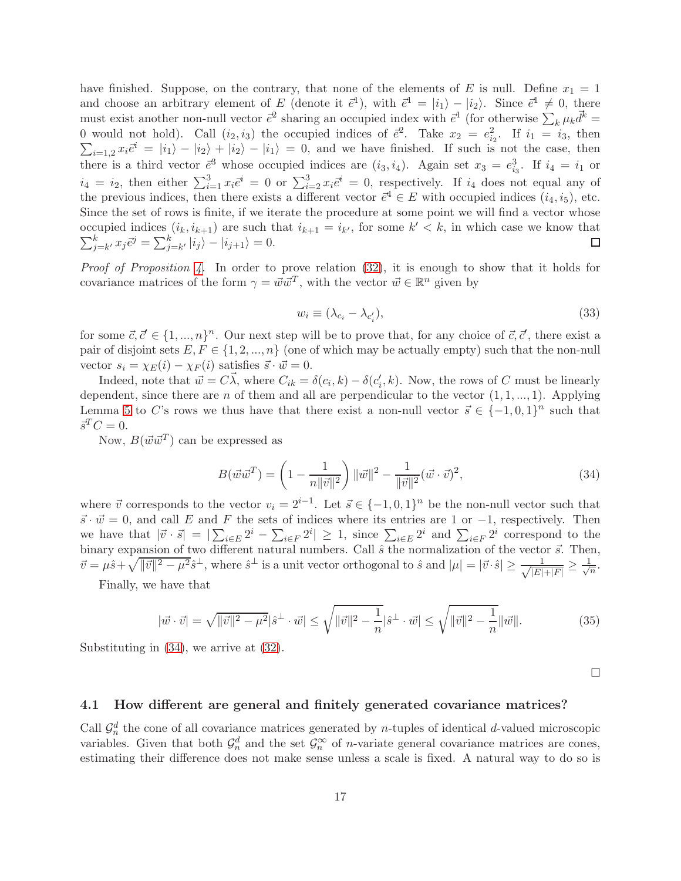have finished. Suppose, on the contrary, that none of the elements of $E$ is null. Define $x_1 = 1$ and choose an arbitrary element of $E$ (denote it $\vec{e}^1$), with $\vec{e}^1 = |i_1\rangle - |i_2\rangle$. Since $\vec{e}^1 \neq 0$, there must exist another non-null vector $\vec{e}^2$ sharing an occupied index with $\vec{e}^1$ (for otherwise $\sum_k \mu_k \vec{d}^k = 0$ would not hold). Call $(i_2, i_3)$ the occupied indices of $\vec{e}^2$. Take $x_2 = e^2_{i_2}$. If $i_1 = i_3$, then $\sum_{i=1,2} x_i \vec{e}^i = |i_1\rangle - |i_2\rangle + |i_2\rangle - |i_1\rangle = 0$, and we have finished. If such is not the case, then there is a third vector $\vec{e}^3$ whose occupied indices are $(i_3, i_4)$. Again set $x_3 = e^3_{i_3}$. If $i_4 = i_1$ or $i_4 = i_2$, then either $\sum_{i=1}^3 x_i \vec{e}^i = 0$ or $\sum_{i=2}^3 x_i \vec{e}^i = 0$, respectively. If $i_4$ does not equal any of the previous indices, then there exists a different vector $\vec{e}^4 \in E$ with occupied indices $(i_4, i_5)$, etc. Since the set of rows is finite, if we iterate the procedure at some point we will find a vector whose occupied indices $(i_k, i_{k+1})$ are such that $i_{k+1} = i_{k'}$, for some $k' < k$, in which case we know that $\sum_{j=k'}^k x_j \vec{e}^j = \sum_{j=k'}^k |i_j\rangle - |i_{j+1}\rangle = 0$. ◻

*Proof of Proposition 4.* In order to prove relation (32), it is enough to show that it holds for covariance matrices of the form $\gamma = \vec{w}\vec{w}^T$, with the vector $\vec{w} \in \mathbb{R}^n$ given by

$$w_i \equiv (\lambda_{c_i} - \lambda_{c'_i}), \tag{33}$$

for some $\vec{c}, \vec{c}' \in \{1, ..., n\}^n$. Our next step will be to prove that, for any choice of $\vec{c}, \vec{c}'$, there exist a pair of disjoint sets $E, F \in \{1, 2, ..., n\}$ (one of which may be actually empty) such that the non-null vector $s_i = \chi_E(i) - \chi_F(i)$ satisfies $\vec{s} \cdot \vec{w} = 0$.

Indeed, note that $\vec{w} = C\vec{\lambda}$, where $C_{ik} = \delta(c_i, k) - \delta(c'_i, k)$. Now, the rows of $C$ must be linearly dependent, since there are $n$ of them and all are perpendicular to the vector $(1, 1, ..., 1)$. Applying Lemma 5 to $C$'s rows we thus have that there exist a non-null vector $\vec{s} \in \{-1, 0, 1\}^n$ such that $\vec{s}^T C = 0$.

Now, $B(\vec{w}\vec{w}^T)$ can be expressed as

$$B(\vec{w}\vec{w}^T) = \left(1 - \frac{1}{n\|\vec{v}\|^2}\right)\|\vec{w}\|^2 - \frac{1}{\|\vec{v}\|^2}(\vec{w} \cdot \vec{v})^2, \tag{34}$$

where $\vec{v}$ corresponds to the vector $v_i = 2^{i-1}$. Let $\vec{s} \in \{-1, 0, 1\}^n$ be the non-null vector such that $\vec{s} \cdot \vec{w} = 0$, and call $E$ and $F$ the sets of indices where its entries are 1 or $-1$, respectively. Then we have that $|\vec{v} \cdot \vec{s}| = |\sum_{i \in E} 2^i - \sum_{i \in F} 2^i| \geq 1$, since $\sum_{i \in E} 2^i$ and $\sum_{i \in F} 2^i$ correspond to the binary expansion of two different natural numbers. Call $\hat{s}$ the normalization of the vector $\vec{s}$. Then, $\vec{v} = \mu\hat{s} + \sqrt{\|\vec{v}\|^2 - \mu^2}\hat{s}^\perp$, where $\hat{s}^\perp$ is a unit vector orthogonal to $\hat{s}$ and $|\mu| = |\vec{v} \cdot \hat{s}| \geq \frac{1}{\sqrt{|E| + |F|}} \geq \frac{1}{\sqrt{n}}$.

Finally, we have that

$$|\vec{w} \cdot \vec{v}| = \sqrt{\|\vec{v}\|^2 - \mu^2}|\hat{s}^\perp \cdot \vec{w}| \leq \sqrt{\|\vec{v}\|^2 - \frac{1}{n}}|\hat{s}^\perp \cdot \vec{w}| \leq \sqrt{\|\vec{v}\|^2 - \frac{1}{n}}\|\vec{w}\|. \tag{35}$$

Substituting in (34), we arrive at (32).

◻

### 4.1 How different are general and finitely generated covariance matrices?

Call $\mathcal{G}_n^d$ the cone of all covariance matrices generated by $n$-tuples of identical $d$-valued microscopic variables. Given that both $\mathcal{G}_n^d$ and the set $\mathcal{G}_n^\infty$ of $n$-variate general covariance matrices are cones, estimating their difference does not make sense unless a scale is fixed. A natural way to do so is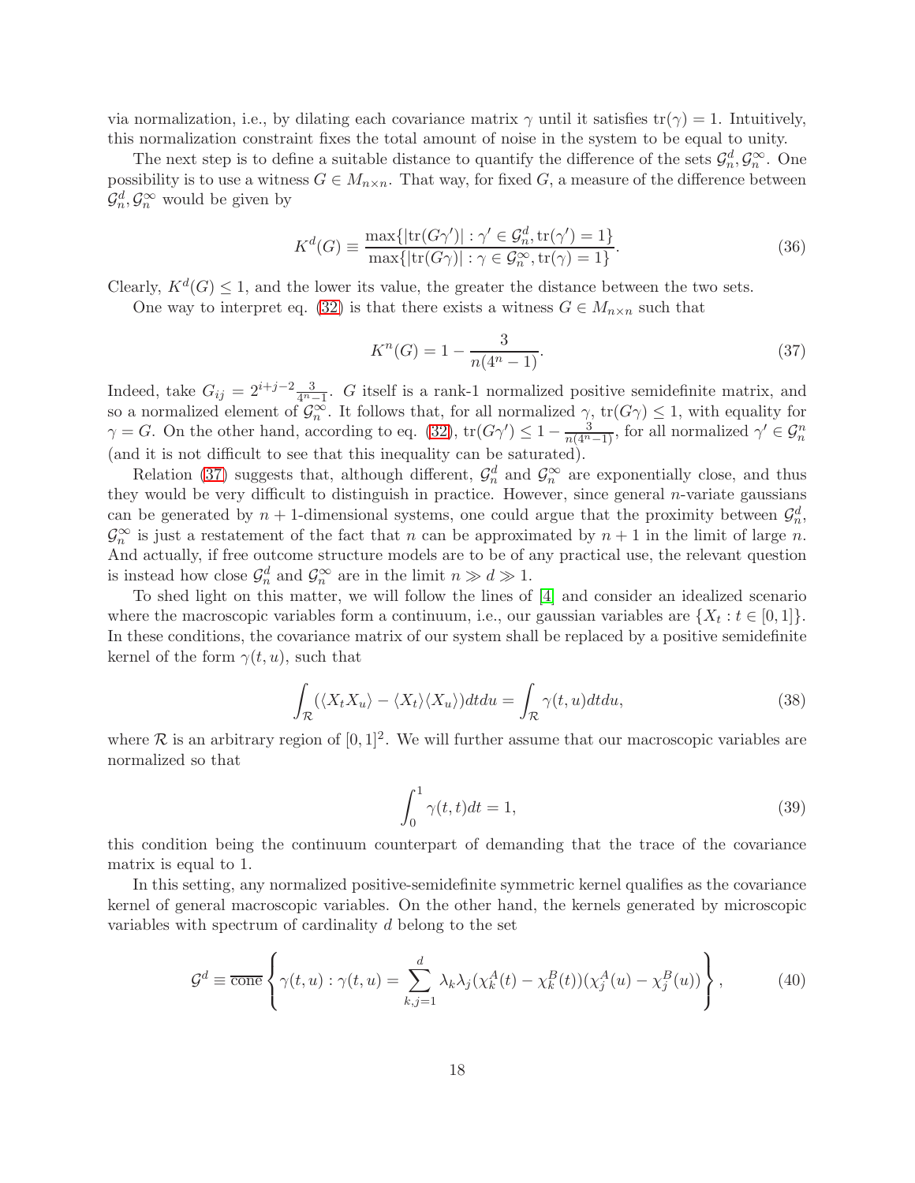via normalization, i.e., by dilating each covariance matrix $\gamma$ until it satisfies $\text{tr}(\gamma) = 1$. Intuitively, this normalization constraint fixes the total amount of noise in the system to be equal to unity.

The next step is to define a suitable distance to quantify the difference of the sets $\mathcal{G}_n^d, \mathcal{G}_n^\infty$. One possibility is to use a witness $G \in M_{n\times n}$. That way, for fixed $G$, a measure of the difference between $\mathcal{G}_n^d, \mathcal{G}_n^\infty$ would be given by

$$K^d(G) \equiv \frac{\max\{|\text{tr}(G\gamma')| : \gamma' \in \mathcal{G}_n^d, \text{tr}(\gamma') = 1\}}{\max\{|\text{tr}(G\gamma)| : \gamma \in \mathcal{G}_n^\infty, \text{tr}(\gamma) = 1\}}. \tag{36}$$

Clearly, $K^d(G) \leq 1$, and the lower its value, the greater the distance between the two sets.

One way to interpret eq. (32) is that there exists a witness $G \in M_{n\times n}$ such that

$$K^n(G) = 1 - \frac{3}{n(4^n - 1)}. \tag{37}$$

Indeed, take $G_{ij} = 2^{i+j-2}\frac{3}{4^n-1}$. $G$ itself is a rank-1 normalized positive semidefinite matrix, and so a normalized element of $\mathcal{G}_n^\infty$. It follows that, for all normalized $\gamma$, $\text{tr}(G\gamma) \leq 1$, with equality for $\gamma = G$. On the other hand, according to eq. (32), $\text{tr}(G\gamma') \leq 1 - \frac{3}{n(4^n-1)}$, for all normalized $\gamma' \in \mathcal{G}_n^n$ (and it is not difficult to see that this inequality can be saturated).

Relation (37) suggests that, although different, $\mathcal{G}_n^d$ and $\mathcal{G}_n^\infty$ are exponentially close, and thus they would be very difficult to distinguish in practice. However, since general $n$-variate gaussians can be generated by $n+1$-dimensional systems, one could argue that the proximity between $\mathcal{G}_n^d$, $\mathcal{G}_n^\infty$ is just a restatement of the fact that $n$ can be approximated by $n+1$ in the limit of large $n$. And actually, if free outcome structure models are to be of any practical use, the relevant question is instead how close $\mathcal{G}_n^d$ and $\mathcal{G}_n^\infty$ are in the limit $n \gg d \gg 1$.

To shed light on this matter, we will follow the lines of [4] and consider an idealized scenario where the macroscopic variables form a continuum, i.e., our gaussian variables are $\{X_t : t \in [0,1]\}$. In these conditions, the covariance matrix of our system shall be replaced by a positive semidefinite kernel of the form $\gamma(t,u)$, such that

$$\int_{\mathcal{R}} (\langle X_t X_u \rangle - \langle X_t \rangle \langle X_u \rangle) dt du = \int_{\mathcal{R}} \gamma(t,u) dt du, \tag{38}$$

where $\mathcal{R}$ is an arbitrary region of $[0,1]^2$. We will further assume that our macroscopic variables are normalized so that

$$\int_0^1 \gamma(t,t) dt = 1, \tag{39}$$

this condition being the continuum counterpart of demanding that the trace of the covariance matrix is equal to 1.

In this setting, any normalized positive-semidefinite symmetric kernel qualifies as the covariance kernel of general macroscopic variables. On the other hand, the kernels generated by microscopic variables with spectrum of cardinality $d$ belong to the set

$$\mathcal{G}^d \equiv \overline{\text{cone}}\left\{\gamma(t,u) : \gamma(t,u) = \sum_{k,j=1}^{d} \lambda_k \lambda_j (\chi_k^A(t) - \chi_k^B(t))(\chi_j^A(u) - \chi_j^B(u))\right\}, \tag{40}$$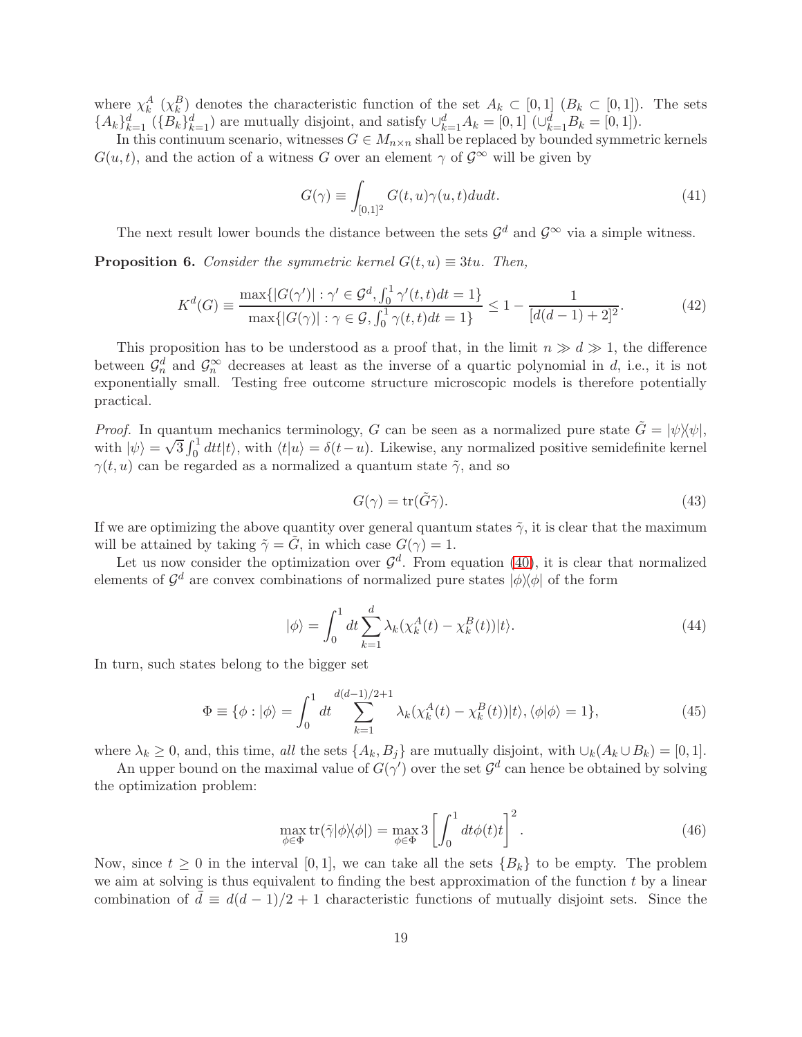where $\chi_k^A$ ($\chi_k^B$) denotes the characteristic function of the set $A_k \subset [0,1]$ ($B_k \subset [0,1]$). The sets $\{A_k\}_{k=1}^d$ ($\{B_k\}_{k=1}^d$) are mutually disjoint, and satisfy $\cup_{k=1}^d A_k = [0,1]$ ($\cup_{k=1}^d B_k = [0,1]$).

In this continuum scenario, witnesses $G \in M_{n\times n}$ shall be replaced by bounded symmetric kernels $G(u,t)$, and the action of a witness $G$ over an element $\gamma$ of $\mathcal{G}^\infty$ will be given by

$$G(\gamma) \equiv \int_{[0,1]^2} G(t,u)\gamma(u,t)dudt. \tag{41}$$

The next result lower bounds the distance between the sets $\mathcal{G}^d$ and $\mathcal{G}^\infty$ via a simple witness.

**Proposition 6.** *Consider the symmetric kernel $G(t,u) \equiv 3tu$. Then,*

$$K^d(G) \equiv \frac{\max\{|G(\gamma')| : \gamma' \in \mathcal{G}^d, \int_0^1 \gamma'(t,t)dt = 1\}}{\max\{|G(\gamma)| : \gamma \in \mathcal{G}, \int_0^1 \gamma(t,t)dt = 1\}} \leq 1 - \frac{1}{[d(d-1)+2]^2}. \tag{42}$$

This proposition has to be understood as a proof that, in the limit $n \gg d \gg 1$, the difference between $\mathcal{G}_n^d$ and $\mathcal{G}_n^\infty$ decreases at least as the inverse of a quartic polynomial in $d$, i.e., it is not exponentially small. Testing free outcome structure microscopic models is therefore potentially practical.

*Proof.* In quantum mechanics terminology, $G$ can be seen as a normalized pure state $\tilde{G} = |\psi\rangle\langle\psi|$, with $|\psi\rangle = \sqrt{3}\int_0^1 dt t|t\rangle$, with $\langle t|u\rangle = \delta(t-u)$. Likewise, any normalized positive semidefinite kernel $\gamma(t,u)$ can be regarded as a normalized a quantum state $\tilde{\gamma}$, and so

$$G(\gamma) = \text{tr}(\tilde{G}\tilde{\gamma}). \tag{43}$$

If we are optimizing the above quantity over general quantum states $\tilde{\gamma}$, it is clear that the maximum will be attained by taking $\tilde{\gamma} = \tilde{G}$, in which case $G(\gamma) = 1$.

Let us now consider the optimization over $\mathcal{G}^d$. From equation (40), it is clear that normalized elements of $\mathcal{G}^d$ are convex combinations of normalized pure states $|\phi\rangle\langle\phi|$ of the form

$$|\phi\rangle = \int_0^1 dt \sum_{k=1}^d \lambda_k(\chi_k^A(t) - \chi_k^B(t))|t\rangle. \tag{44}$$

In turn, such states belong to the bigger set

$$\Phi \equiv \{\phi : |\phi\rangle = \int_0^1 dt \sum_{k=1}^{d(d-1)/2+1} \lambda_k(\chi_k^A(t) - \chi_k^B(t))|t\rangle, \langle\phi|\phi\rangle = 1\}, \tag{45}$$

where $\lambda_k \geq 0$, and, this time, *all* the sets $\{A_k, B_j\}$ are mutually disjoint, with $\cup_k(A_k \cup B_k) = [0,1]$.

An upper bound on the maximal value of $G(\gamma')$ over the set $\mathcal{G}^d$ can hence be obtained by solving the optimization problem:

$$\max_{\phi\in\Phi} \text{tr}(\tilde{\gamma}|\phi\rangle\langle\phi|) = \max_{\phi\in\Phi} 3\left[\int_0^1 dt\phi(t)t\right]^2. \tag{46}$$

Now, since $t \geq 0$ in the interval $[0,1]$, we can take all the sets $\{B_k\}$ to be empty. The problem we aim at solving is thus equivalent to finding the best approximation of the function $t$ by a linear combination of $\bar{d} \equiv d(d-1)/2+1$ characteristic functions of mutually disjoint sets. Since the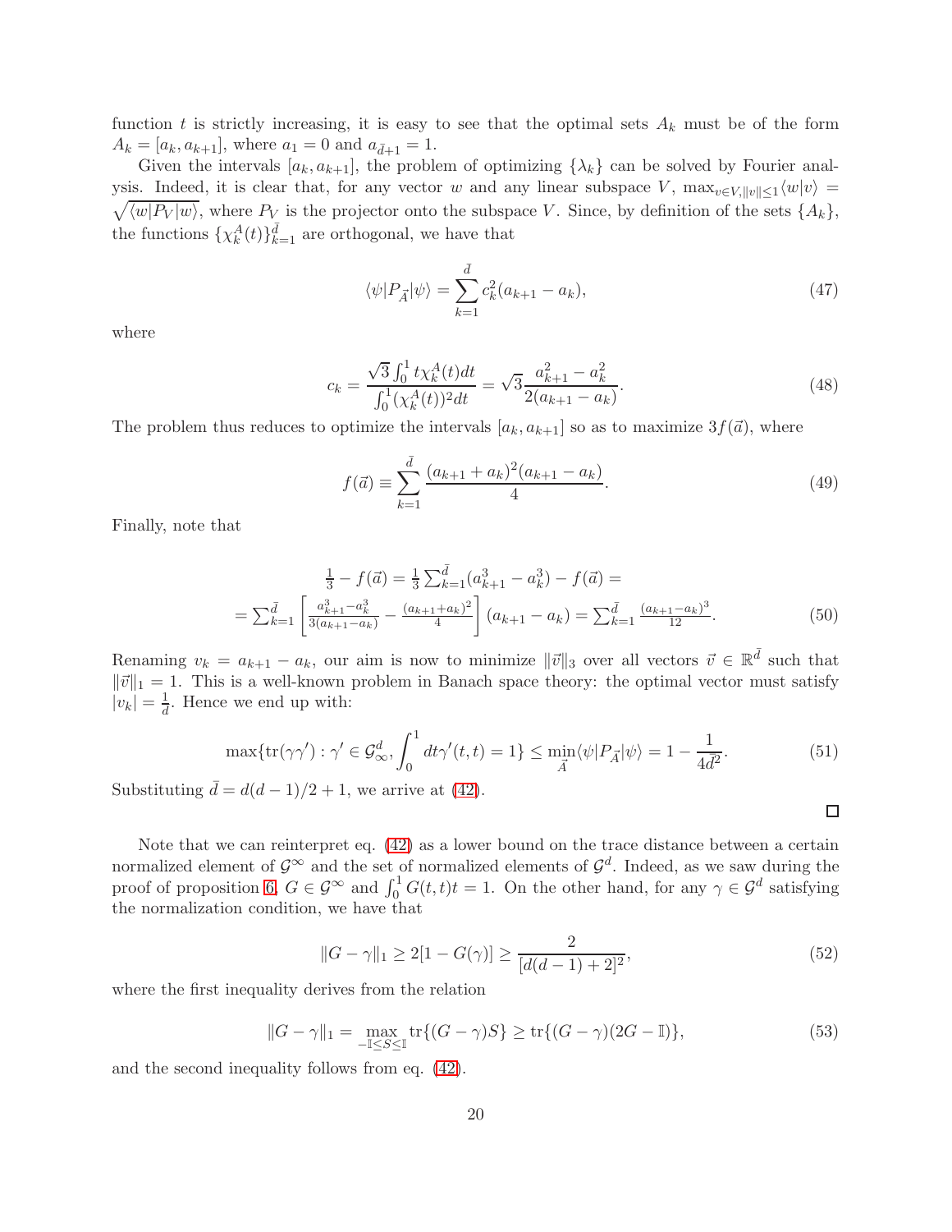function $t$ is strictly increasing, it is easy to see that the optimal sets $A_k$ must be of the form $A_k = [a_k, a_{k+1}]$, where $a_1 = 0$ and $a_{\bar{d}+1} = 1$.

Given the intervals $[a_k, a_{k+1}]$, the problem of optimizing $\{\lambda_k\}$ can be solved by Fourier analysis. Indeed, it is clear that, for any vector $w$ and any linear subspace $V$, $\max_{v\in V, \|v\|\leq 1}\langle w|v\rangle = \sqrt{\langle w|P_V|w\rangle}$, where $P_V$ is the projector onto the subspace $V$. Since, by definition of the sets $\{A_k\}$, the functions $\{\chi_k^A(t)\}_{k=1}^{\bar{d}}$ are orthogonal, we have that

$$\langle\psi|P_{\vec{A}}|\psi\rangle = \sum_{k=1}^{\bar{d}} c_k^2(a_{k+1} - a_k), \tag{47}$$

where

$$c_k = \frac{\sqrt{3}\int_0^1 t\chi_k^A(t)dt}{\int_0^1(\chi_k^A(t))^2dt} = \sqrt{3}\frac{a_{k+1}^2 - a_k^2}{2(a_{k+1} - a_k)}. \tag{48}$$

The problem thus reduces to optimize the intervals $[a_k, a_{k+1}]$ so as to maximize $3f(\vec{a})$, where

$$f(\vec{a}) \equiv \sum_{k=1}^{\bar{d}} \frac{(a_{k+1} + a_k)^2(a_{k+1} - a_k)}{4}. \tag{49}$$

Finally, note that

$$\begin{aligned}\tfrac{1}{3} - f(\vec{a}) &= \tfrac{1}{3}\textstyle\sum_{k=1}^{\bar{d}}(a_{k+1}^3 - a_k^3) - f(\vec{a}) = \\ &= \textstyle\sum_{k=1}^{\bar{d}}\left[\frac{a_{k+1}^3 - a_k^3}{3(a_{k+1} - a_k)} - \frac{(a_{k+1} + a_k)^2}{4}\right](a_{k+1} - a_k) = \sum_{k=1}^{\bar{d}}\frac{(a_{k+1} - a_k)^3}{12}.\end{aligned} \tag{50}$$

Renaming $v_k = a_{k+1} - a_k$, our aim is now to minimize $\|\vec{v}\|_3$ over all vectors $\vec{v} \in \mathbb{R}^{\bar{d}}$ such that $\|\vec{v}\|_1 = 1$. This is a well-known problem in Banach space theory: the optimal vector must satisfy $|v_k| = \frac{1}{\bar{d}}$. Hence we end up with:

$$\max\{\text{tr}(\gamma\gamma') : \gamma' \in \mathcal{G}_\infty^d, \int_0^1 dt\gamma'(t,t) = 1\} \leq \min_{\vec{A}}\langle\psi|P_{\vec{A}}|\psi\rangle = 1 - \frac{1}{4\bar{d}^2}. \tag{51}$$

Substituting $\bar{d} = d(d-1)/2 + 1$, we arrive at (42).

□

Note that we can reinterpret eq. (42) as a lower bound on the trace distance between a certain normalized element of $\mathcal{G}^\infty$ and the set of normalized elements of $\mathcal{G}^d$. Indeed, as we saw during the proof of proposition 6, $G \in \mathcal{G}^\infty$ and $\int_0^1 G(t,t)t = 1$. On the other hand, for any $\gamma \in \mathcal{G}^d$ satisfying the normalization condition, we have that

$$\|G - \gamma\|_1 \geq 2[1 - G(\gamma)] \geq \frac{2}{[d(d-1)+2]^2}, \tag{52}$$

where the first inequality derives from the relation

$$\|G - \gamma\|_1 = \max_{-\mathbb{I}\leq S\leq\mathbb{I}}\text{tr}\{(G - \gamma)S\} \geq \text{tr}\{(G - \gamma)(2G - \mathbb{I})\}, \tag{53}$$

and the second inequality follows from eq. (42).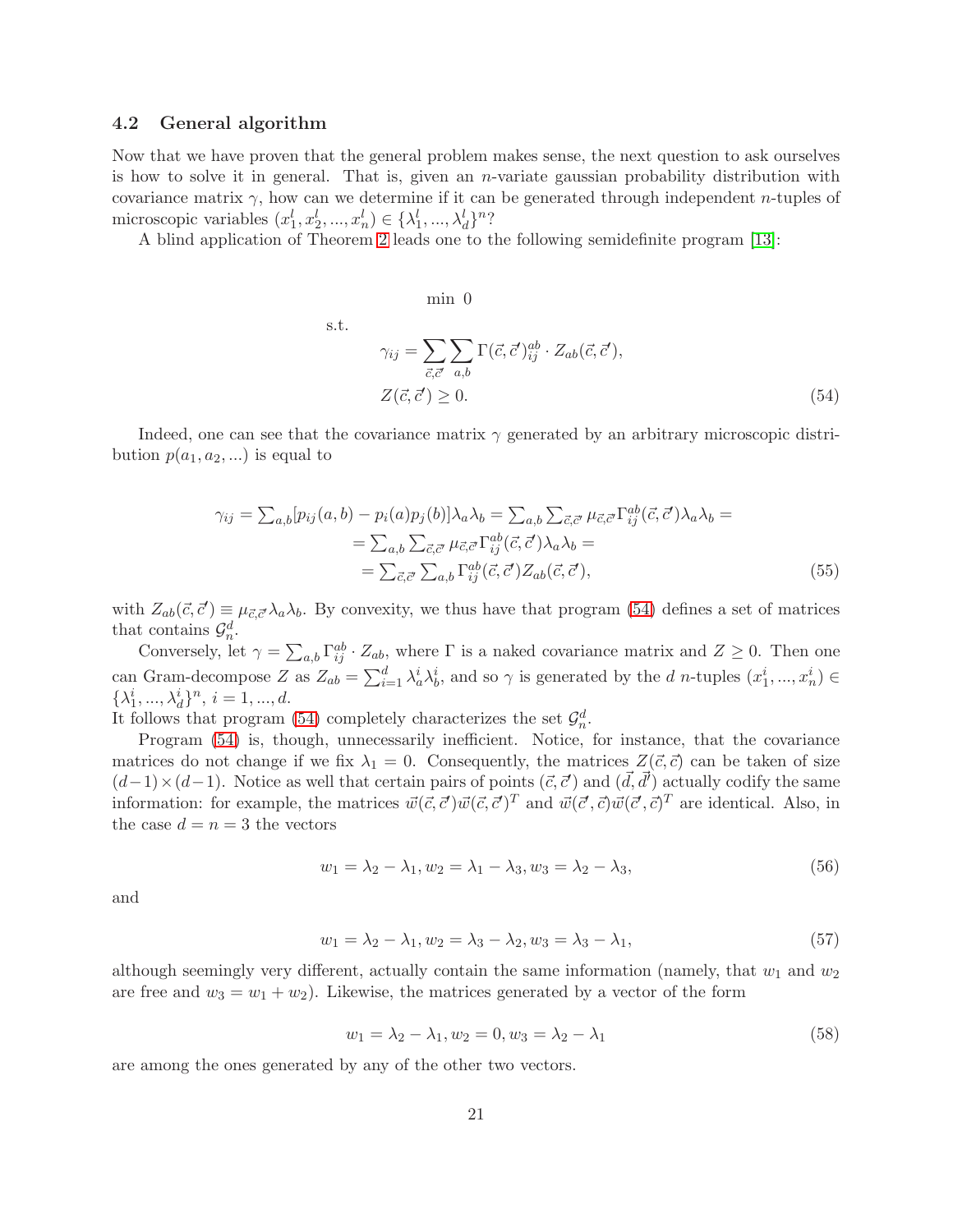### 4.2 General algorithm

Now that we have proven that the general problem makes sense, the next question to ask ourselves is how to solve it in general. That is, given an $n$-variate gaussian probability distribution with covariance matrix $\gamma$, how can we determine if it can be generated through independent $n$-tuples of microscopic variables $(x_1^l, x_2^l, ..., x_n^l) \in \{\lambda_1^l, ..., \lambda_d^l\}^n$?

A blind application of Theorem 2 leads one to the following semidefinite program [13]:

$$
\begin{aligned}
&\min \ 0\\
\text{s.t.}\quad & \gamma_{ij} = \sum_{\vec{c},\vec{c}'} \sum_{a,b} \Gamma(\vec{c},\vec{c}')_{ij}^{ab} \cdot Z_{ab}(\vec{c},\vec{c}'),\\
& Z(\vec{c},\vec{c}') \geq 0.
\end{aligned}
\tag{54}
$$

Indeed, one can see that the covariance matrix $\gamma$ generated by an arbitrary microscopic distribution $p(a_1, a_2, ...)$ is equal to

$$
\begin{aligned}
\gamma_{ij} &= \textstyle\sum_{a,b}[p_{ij}(a,b) - p_i(a)p_j(b)]\lambda_a\lambda_b = \sum_{a,b}\sum_{\vec{c},\vec{c}'} \mu_{\vec{c},\vec{c}'}\Gamma_{ij}^{ab}(\vec{c},\vec{c}')\lambda_a\lambda_b = \\
&= \textstyle\sum_{a,b}\sum_{\vec{c},\vec{c}'} \mu_{\vec{c},\vec{c}'}\Gamma_{ij}^{ab}(\vec{c},\vec{c}')\lambda_a\lambda_b = \\
&= \textstyle\sum_{\vec{c},\vec{c}'}\sum_{a,b} \Gamma_{ij}^{ab}(\vec{c},\vec{c}')Z_{ab}(\vec{c},\vec{c}'),
\end{aligned}
\tag{55}
$$

with $Z_{ab}(\vec{c},\vec{c}') \equiv \mu_{\vec{c},\vec{c}'}\lambda_a\lambda_b$. By convexity, we thus have that program (54) defines a set of matrices that contains $\mathcal{G}_n^d$.

Conversely, let $\gamma = \sum_{a,b}\Gamma_{ij}^{ab} \cdot Z_{ab}$, where $\Gamma$ is a naked covariance matrix and $Z \geq 0$. Then one can Gram-decompose $Z$ as $Z_{ab} = \sum_{i=1}^d \lambda_a^i\lambda_b^i$, and so $\gamma$ is generated by the $d$ $n$-tuples $(x_1^i, ..., x_n^i) \in \{\lambda_1^i, ..., \lambda_d^i\}^n$, $i = 1, ..., d$.
It follows that program (54) completely characterizes the set $\mathcal{G}_n^d$.

Program (54) is, though, unnecessarily inefficient. Notice, for instance, that the covariance matrices do not change if we fix $\lambda_1 = 0$. Consequently, the matrices $Z(\vec{c},\vec{c})$ can be taken of size $(d-1)\times(d-1)$. Notice as well that certain pairs of points $(\vec{c},\vec{c}')$ and $(\vec{d},\vec{d}')$ actually codify the same information: for example, the matrices $\vec{w}(\vec{c},\vec{c}')\vec{w}(\vec{c},\vec{c}')^T$ and $\vec{w}(\vec{c}',\vec{c})\vec{w}(\vec{c}',\vec{c})^T$ are identical. Also, in the case $d = n = 3$ the vectors

$$
w_1 = \lambda_2 - \lambda_1, w_2 = \lambda_1 - \lambda_3, w_3 = \lambda_2 - \lambda_3,
\tag{56}
$$

and

$$
w_1 = \lambda_2 - \lambda_1, w_2 = \lambda_3 - \lambda_2, w_3 = \lambda_3 - \lambda_1,
\tag{57}
$$

although seemingly very different, actually contain the same information (namely, that $w_1$ and $w_2$ are free and $w_3 = w_1 + w_2$). Likewise, the matrices generated by a vector of the form

$$
w_1 = \lambda_2 - \lambda_1, w_2 = 0, w_3 = \lambda_2 - \lambda_1
\tag{58}
$$

are among the ones generated by any of the other two vectors.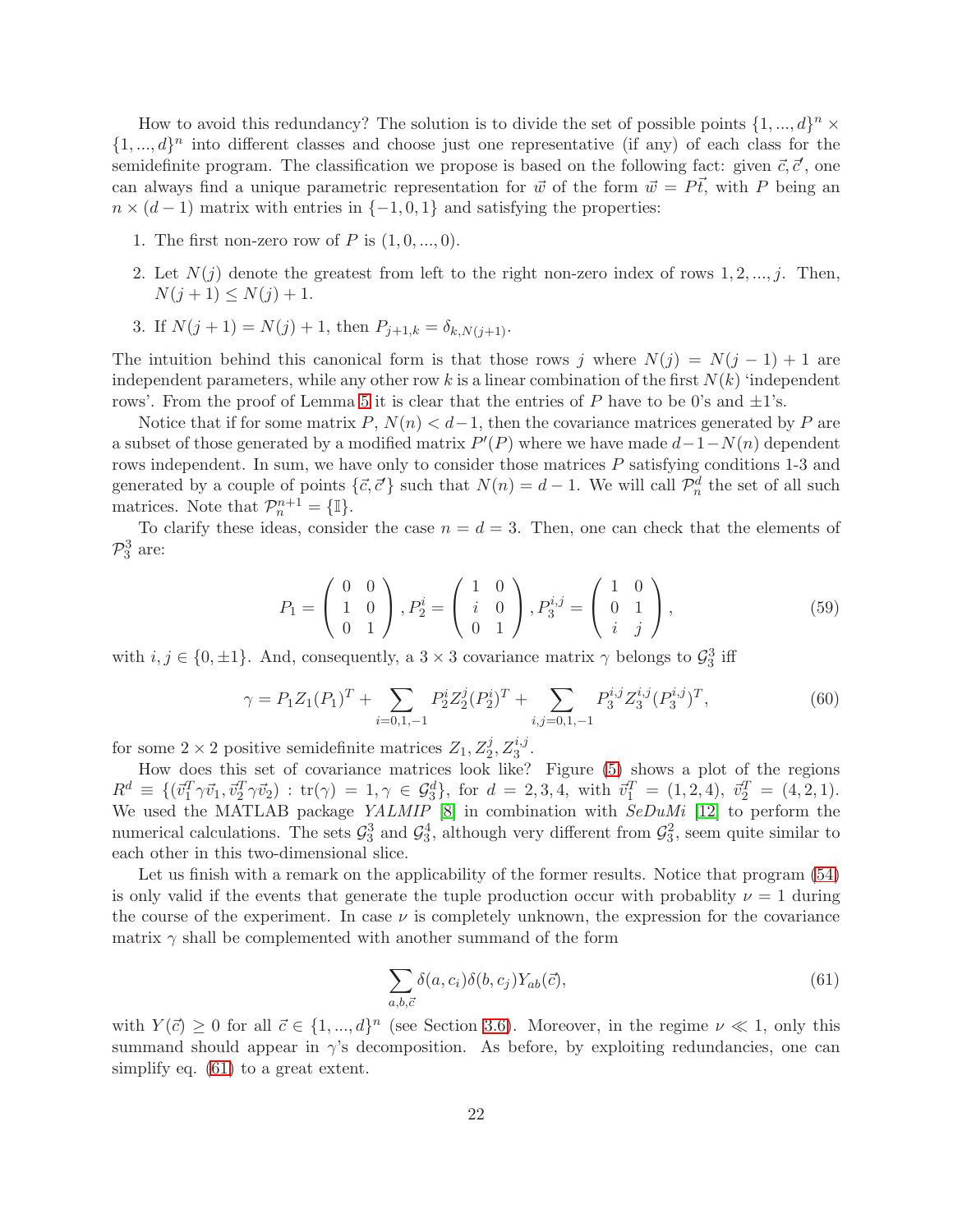How to avoid this redundancy? The solution is to divide the set of possible points $\{1, ..., d\}^n \times \{1, ..., d\}^n$ into different classes and choose just one representative (if any) of each class for the semidefinite program. The classification we propose is based on the following fact: given $\vec{c}, \vec{c}'$, one can always find a unique parametric representation for $\vec{w}$ of the form $\vec{w} = P\vec{t}$, with $P$ being an $n \times (d-1)$ matrix with entries in $\{-1, 0, 1\}$ and satisfying the properties:

1. The first non-zero row of $P$ is $(1, 0, ..., 0)$.
2. Let $N(j)$ denote the greatest from left to the right non-zero index of rows $1, 2, ..., j$. Then, $N(j+1) \leq N(j) + 1$.
3. If $N(j+1) = N(j) + 1$, then $P_{j+1,k} = \delta_{k,N(j+1)}$.

The intuition behind this canonical form is that those rows $j$ where $N(j) = N(j-1) + 1$ are independent parameters, while any other row $k$ is a linear combination of the first $N(k)$ 'independent rows'. From the proof of Lemma 5 it is clear that the entries of $P$ have to be 0's and $\pm 1$'s.

Notice that if for some matrix $P$, $N(n) < d-1$, then the covariance matrices generated by $P$ are a subset of those generated by a modified matrix $P'(P)$ where we have made $d-1-N(n)$ dependent rows independent. In sum, we have only to consider those matrices $P$ satisfying conditions 1-3 and generated by a couple of points $\{\vec{c}, \vec{c}'\}$ such that $N(n) = d-1$. We will call $\mathcal{P}_n^d$ the set of all such matrices. Note that $\mathcal{P}_n^{n+1} = \{\mathbb{I}\}$.

To clarify these ideas, consider the case $n = d = 3$. Then, one can check that the elements of $\mathcal{P}_3^3$ are:

$$
P_1 = \begin{pmatrix} 0 & 0 \\ 1 & 0 \\ 0 & 1 \end{pmatrix}, P_2^i = \begin{pmatrix} 1 & 0 \\ i & 0 \\ 0 & 1 \end{pmatrix}, P_3^{i,j} = \begin{pmatrix} 1 & 0 \\ 0 & 1 \\ i & j \end{pmatrix}, \tag{59}
$$

with $i, j \in \{0, \pm 1\}$. And, consequently, a $3 \times 3$ covariance matrix $\gamma$ belongs to $\mathcal{G}_3^3$ iff

$$
\gamma = P_1 Z_1 (P_1)^T + \sum_{i=0,1,-1} P_2^i Z_2^j (P_2^i)^T + \sum_{i,j=0,1,-1} P_3^{i,j} Z_3^{i,j} (P_3^{i,j})^T, \tag{60}
$$

for some $2 \times 2$ positive semidefinite matrices $Z_1, Z_2^j, Z_3^{i,j}$.

How does this set of covariance matrices look like? Figure (5) shows a plot of the regions $R^d \equiv \{(\vec{v}_1^T \gamma \vec{v}_1, \vec{v}_2^T \gamma \vec{v}_2) : \text{tr}(\gamma) = 1, \gamma \in \mathcal{G}_3^d\}$, for $d = 2, 3, 4$, with $\vec{v}_1^T = (1, 2, 4)$, $\vec{v}_2^T = (4, 2, 1)$. We used the MATLAB package *YALMIP* [8] in combination with *SeDuMi* [12] to perform the numerical calculations. The sets $\mathcal{G}_3^3$ and $\mathcal{G}_3^4$, although very different from $\mathcal{G}_3^2$, seem quite similar to each other in this two-dimensional slice.

Let us finish with a remark on the applicability of the former results. Notice that program (54) is only valid if the events that generate the tuple production occur with probablity $\nu = 1$ during the course of the experiment. In case $\nu$ is completely unknown, the expression for the covariance matrix $\gamma$ shall be complemented with another summand of the form

$$
\sum_{a,b,\vec{c}} \delta(a, c_i) \delta(b, c_j) Y_{ab}(\vec{c}), \tag{61}
$$

with $Y(\vec{c}) \geq 0$ for all $\vec{c} \in \{1, ..., d\}^n$ (see Section 3.6). Moreover, in the regime $\nu \ll 1$, only this summand should appear in $\gamma$'s decomposition. As before, by exploiting redundancies, one can simplify eq. (61) to a great extent.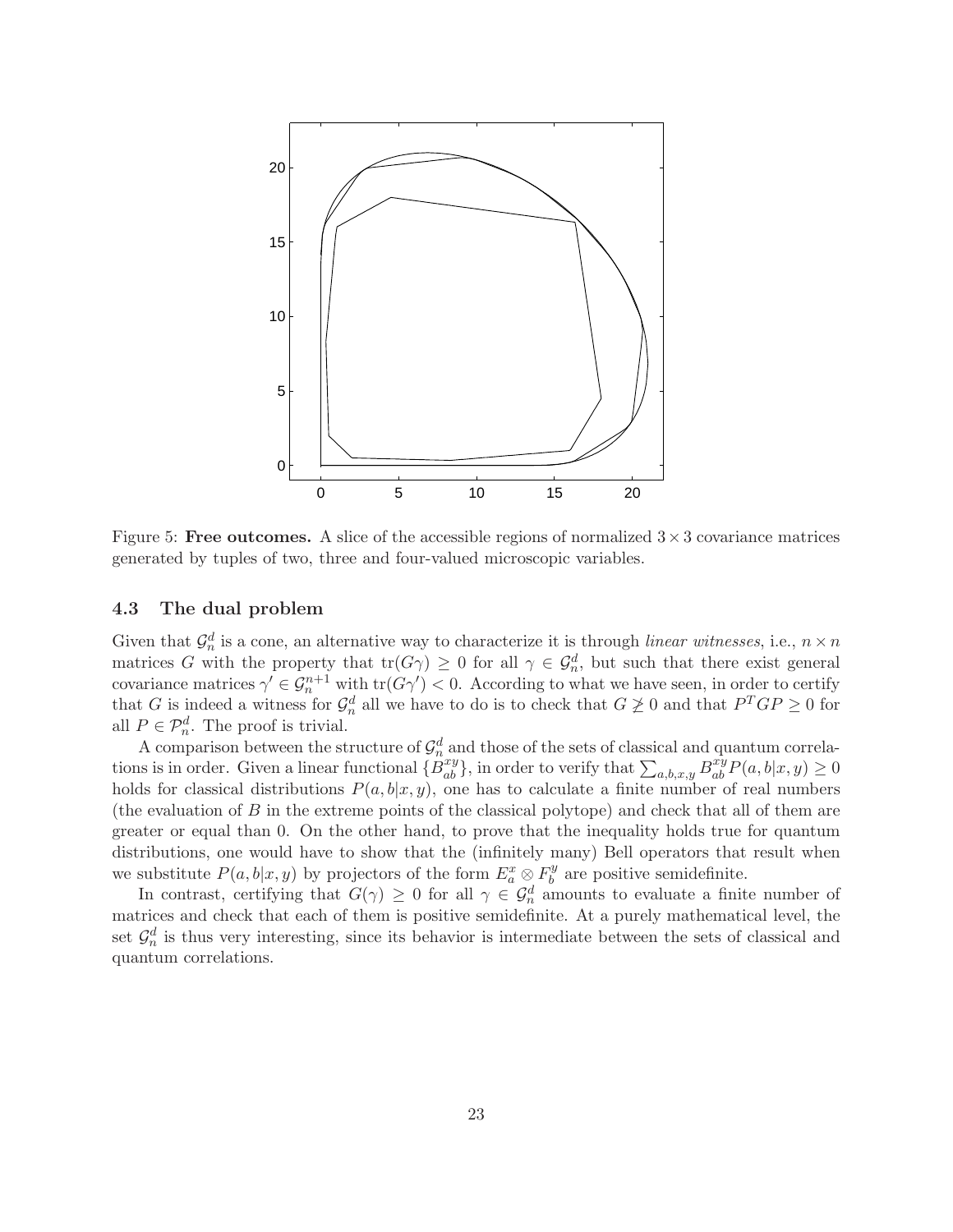Figure 5: **Free outcomes.** A slice of the accessible regions of normalized $3 \times 3$ covariance matrices generated by tuples of two, three and four-valued microscopic variables.

### 4.3 The dual problem

Given that $\mathcal{G}_n^d$ is a cone, an alternative way to characterize it is through *linear witnesses*, i.e., $n \times n$ matrices $G$ with the property that $\text{tr}(G\gamma) \geq 0$ for all $\gamma \in \mathcal{G}_n^d$, but such that there exist general covariance matrices $\gamma' \in \mathcal{G}_n^{n+1}$ with $\text{tr}(G\gamma') < 0$. According to what we have seen, in order to certify that $G$ is indeed a witness for $\mathcal{G}_n^d$ all we have to do is to check that $G \not\geq 0$ and that $P^T G P \geq 0$ for all $P \in \mathcal{P}_n^d$. The proof is trivial.

A comparison between the structure of $\mathcal{G}_n^d$ and those of the sets of classical and quantum correlations is in order. Given a linear functional $\{B_{ab}^{xy}\}$, in order to verify that $\sum_{a,b,x,y} B_{ab}^{xy} P(a,b|x,y) \geq 0$ holds for classical distributions $P(a,b|x,y)$, one has to calculate a finite number of real numbers (the evaluation of $B$ in the extreme points of the classical polytope) and check that all of them are greater or equal than 0. On the other hand, to prove that the inequality holds true for quantum distributions, one would have to show that the (infinitely many) Bell operators that result when we substitute $P(a,b|x,y)$ by projectors of the form $E_a^x \otimes F_b^y$ are positive semidefinite.

In contrast, certifying that $G(\gamma) \geq 0$ for all $\gamma \in \mathcal{G}_n^d$ amounts to evaluate a finite number of matrices and check that each of them is positive semidefinite. At a purely mathematical level, the set $\mathcal{G}_n^d$ is thus very interesting, since its behavior is intermediate between the sets of classical and quantum correlations.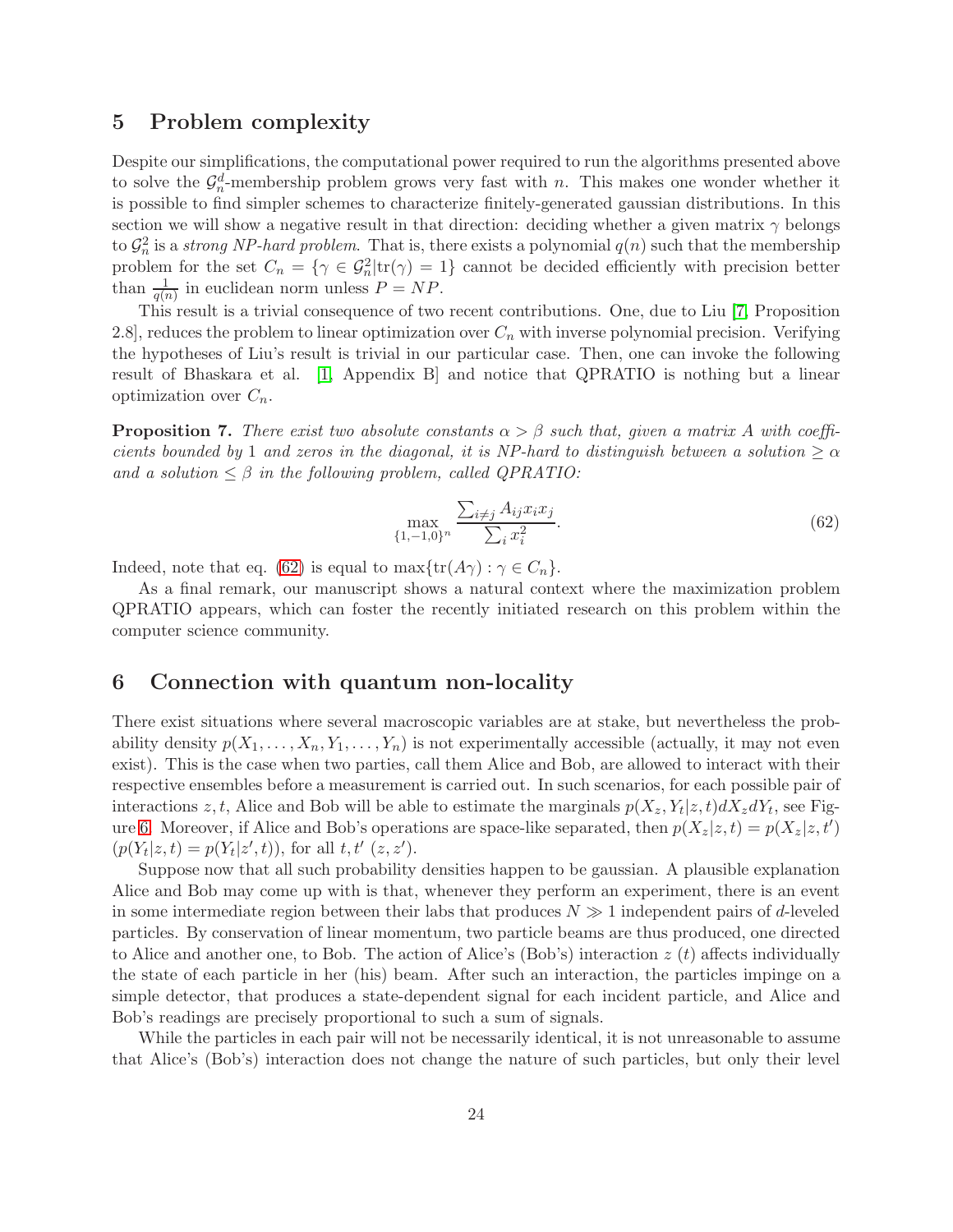## 5 Problem complexity

Despite our simplifications, the computational power required to run the algorithms presented above to solve the $\mathcal{G}_n^d$-membership problem grows very fast with $n$. This makes one wonder whether it is possible to find simpler schemes to characterize finitely-generated gaussian distributions. In this section we will show a negative result in that direction: deciding whether a given matrix $\gamma$ belongs to $\mathcal{G}_n^2$ is a *strong NP-hard problem*. That is, there exists a polynomial $q(n)$ such that the membership problem for the set $C_n = \{\gamma \in \mathcal{G}_n^2 | \text{tr}(\gamma) = 1\}$ cannot be decided efficiently with precision better than $\frac{1}{q(n)}$ in euclidean norm unless $P = NP$.

This result is a trivial consequence of two recent contributions. One, due to Liu [7, Proposition 2.8], reduces the problem to linear optimization over $C_n$ with inverse polynomial precision. Verifying the hypotheses of Liu's result is trivial in our particular case. Then, one can invoke the following result of Bhaskara et al. [1, Appendix B] and notice that QPRATIO is nothing but a linear optimization over $C_n$.

**Proposition 7.** *There exist two absolute constants $\alpha > \beta$ such that, given a matrix $A$ with coefficients bounded by 1 and zeros in the diagonal, it is NP-hard to distinguish between a solution $\geq \alpha$ and a solution $\leq \beta$ in the following problem, called QPRATIO:*

$$\max_{\{1,-1,0\}^n} \frac{\sum_{i \neq j} A_{ij} x_i x_j}{\sum_i x_i^2}. \tag{62}$$

Indeed, note that eq. (62) is equal to $\max\{\text{tr}(A\gamma) : \gamma \in C_n\}$.

As a final remark, our manuscript shows a natural context where the maximization problem QPRATIO appears, which can foster the recently initiated research on this problem within the computer science community.

## 6 Connection with quantum non-locality

There exist situations where several macroscopic variables are at stake, but nevertheless the probability density $p(X_1, \ldots, X_n, Y_1, \ldots, Y_n)$ is not experimentally accessible (actually, it may not even exist). This is the case when two parties, call them Alice and Bob, are allowed to interact with their respective ensembles before a measurement is carried out. In such scenarios, for each possible pair of interactions $z, t$, Alice and Bob will be able to estimate the marginals $p(X_z, Y_t | z, t) dX_z dY_t$, see Figure 6. Moreover, if Alice and Bob's operations are space-like separated, then $p(X_z|z, t) = p(X_z|z, t')$ $(p(Y_t|z, t) = p(Y_t|z', t))$, for all $t, t'$ $(z, z')$.

Suppose now that all such probability densities happen to be gaussian. A plausible explanation Alice and Bob may come up with is that, whenever they perform an experiment, there is an event in some intermediate region between their labs that produces $N \gg 1$ independent pairs of $d$-leveled particles. By conservation of linear momentum, two particle beams are thus produced, one directed to Alice and another one, to Bob. The action of Alice's (Bob's) interaction $z$ $(t)$ affects individually the state of each particle in her (his) beam. After such an interaction, the particles impinge on a simple detector, that produces a state-dependent signal for each incident particle, and Alice and Bob's readings are precisely proportional to such a sum of signals.

While the particles in each pair will not be necessarily identical, it is not unreasonable to assume that Alice's (Bob's) interaction does not change the nature of such particles, but only their level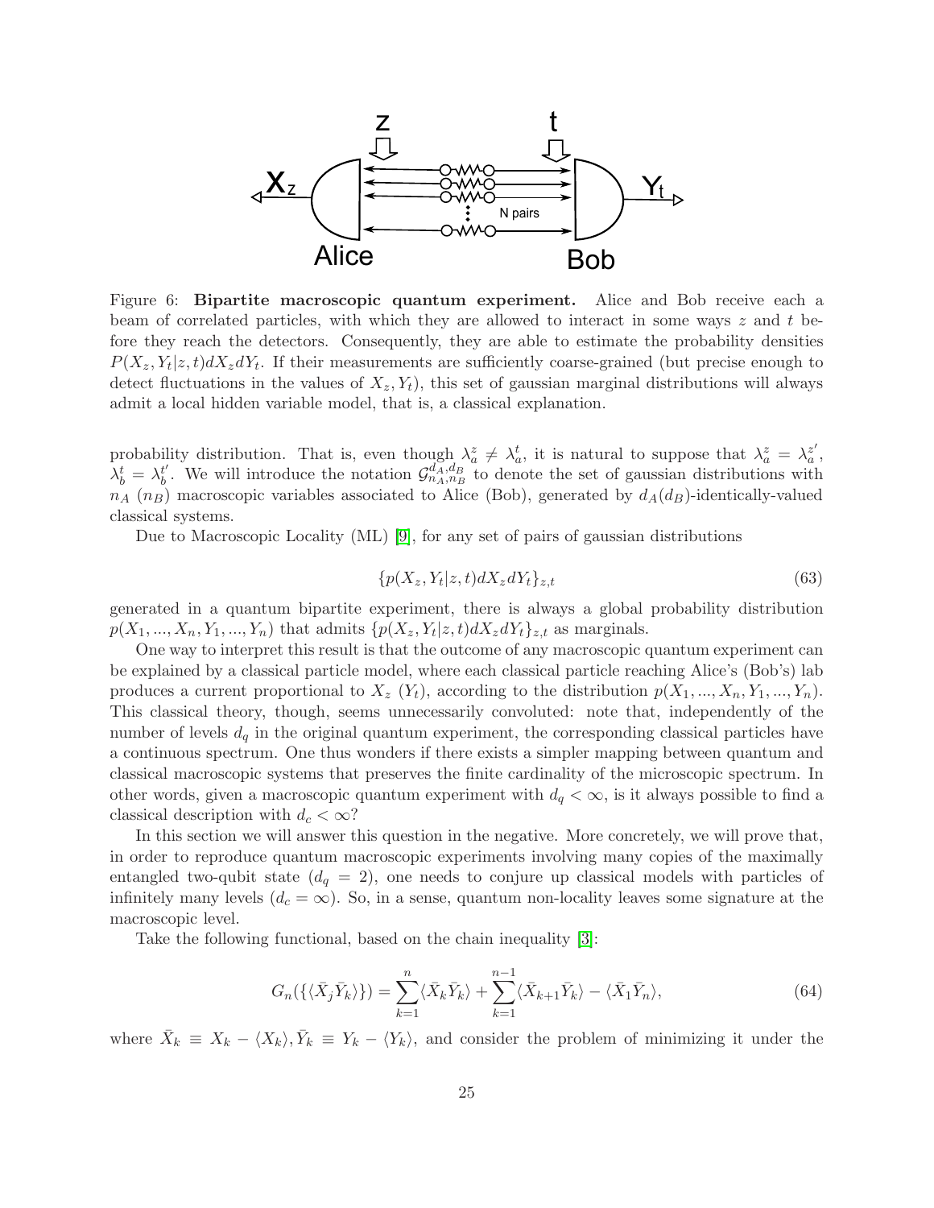Figure 6: **Bipartite macroscopic quantum experiment.** Alice and Bob receive each a beam of correlated particles, with which they are allowed to interact in some ways $z$ and $t$ before they reach the detectors. Consequently, they are able to estimate the probability densities $P(X_z, Y_t|z,t)dX_z dY_t$. If their measurements are sufficiently coarse-grained (but precise enough to detect fluctuations in the values of $X_z, Y_t$), this set of gaussian marginal distributions will always admit a local hidden variable model, that is, a classical explanation.

probability distribution. That is, even though $\lambda_a^z \neq \lambda_a^t$, it is natural to suppose that $\lambda_a^z = \lambda_a^{z'}$, $\lambda_b^t = \lambda_b^{t'}$. We will introduce the notation $\mathcal{G}_{n_A,n_B}^{d_A,d_B}$ to denote the set of gaussian distributions with $n_A$ ($n_B$) macroscopic variables associated to Alice (Bob), generated by $d_A(d_B)$-identically-valued classical systems.

Due to Macroscopic Locality (ML) [9], for any set of pairs of gaussian distributions

$$\{p(X_z, Y_t|z,t)dX_z dY_t\}_{z,t} \tag{63}$$

generated in a quantum bipartite experiment, there is always a global probability distribution $p(X_1, ..., X_n, Y_1, ..., Y_n)$ that admits $\{p(X_z, Y_t|z,t)dX_z dY_t\}_{z,t}$ as marginals.

One way to interpret this result is that the outcome of any macroscopic quantum experiment can be explained by a classical particle model, where each classical particle reaching Alice's (Bob's) lab produces a current proportional to $X_z$ ($Y_t$), according to the distribution $p(X_1, ..., X_n, Y_1, ..., Y_n)$. This classical theory, though, seems unnecessarily convoluted: note that, independently of the number of levels $d_q$ in the original quantum experiment, the corresponding classical particles have a continuous spectrum. One thus wonders if there exists a simpler mapping between quantum and classical macroscopic systems that preserves the finite cardinality of the microscopic spectrum. In other words, given a macroscopic quantum experiment with $d_q < \infty$, is it always possible to find a classical description with $d_c < \infty$?

In this section we will answer this question in the negative. More concretely, we will prove that, in order to reproduce quantum macroscopic experiments involving many copies of the maximally entangled two-qubit state ($d_q = 2$), one needs to conjure up classical models with particles of infinitely many levels ($d_c = \infty$). So, in a sense, quantum non-locality leaves some signature at the macroscopic level.

Take the following functional, based on the chain inequality [3]:

$$G_n(\{\langle \bar{X}_j \bar{Y}_k \rangle\}) = \sum_{k=1}^{n} \langle \bar{X}_k \bar{Y}_k \rangle + \sum_{k=1}^{n-1} \langle \bar{X}_{k+1} \bar{Y}_k \rangle - \langle \bar{X}_1 \bar{Y}_n \rangle, \tag{64}$$

where $\bar{X}_k \equiv X_k - \langle X_k \rangle, \bar{Y}_k \equiv Y_k - \langle Y_k \rangle$, and consider the problem of minimizing it under the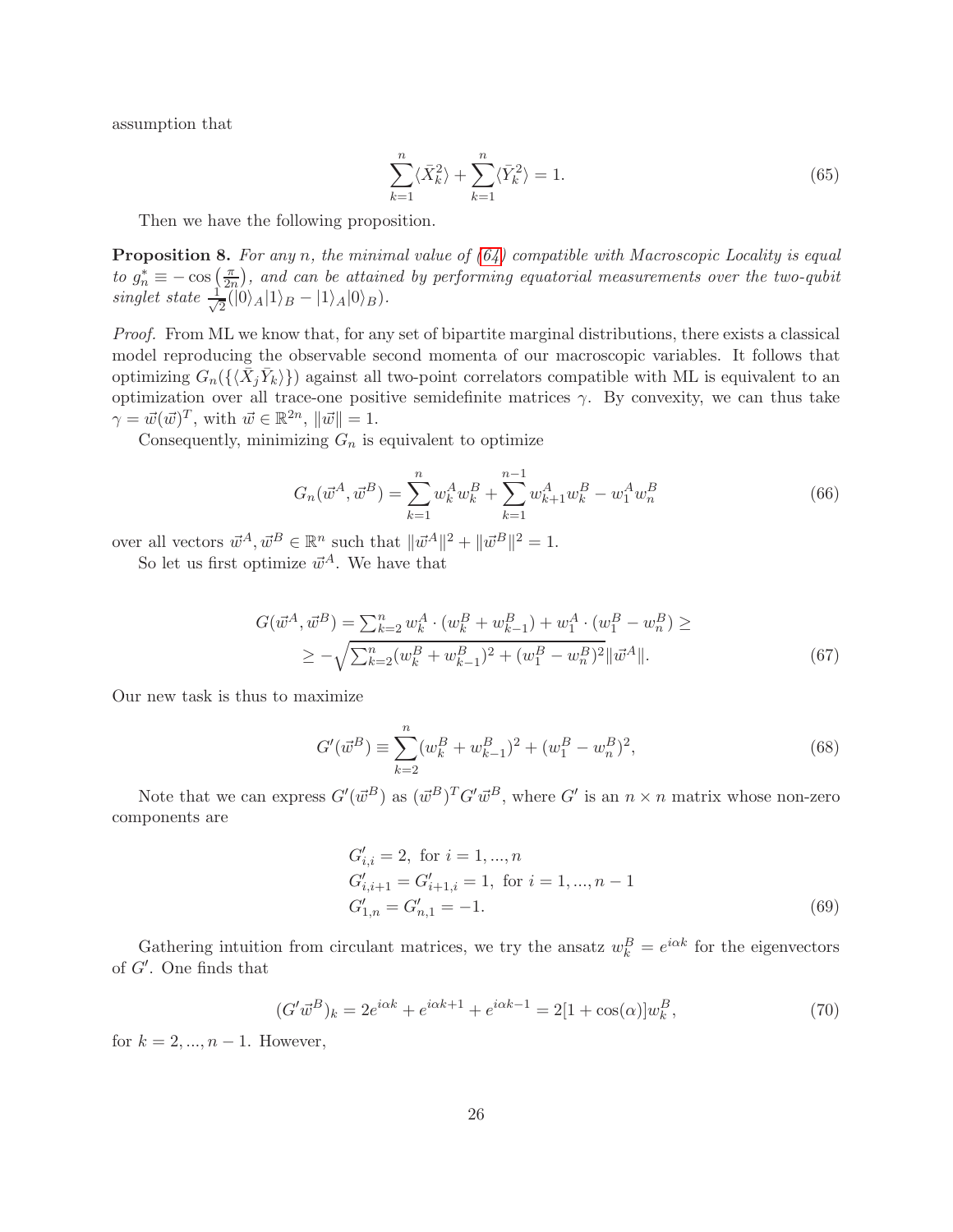assumption that

$$\sum_{k=1}^{n}\langle \bar{X}_k^2\rangle + \sum_{k=1}^{n}\langle \bar{Y}_k^2\rangle = 1. \tag{65}$$

Then we have the following proposition.

**Proposition 8.** *For any $n$, the minimal value of (64) compatible with Macroscopic Locality is equal to $g_n^* \equiv -\cos\left(\frac{\pi}{2n}\right)$, and can be attained by performing equatorial measurements over the two-qubit singlet state $\frac{1}{\sqrt{2}}(|0\rangle_A|1\rangle_B - |1\rangle_A|0\rangle_B)$.*

*Proof.* From ML we know that, for any set of bipartite marginal distributions, there exists a classical model reproducing the observable second momenta of our macroscopic variables. It follows that optimizing $G_n(\{\langle \bar{X}_j\bar{Y}_k\rangle\})$ against all two-point correlators compatible with ML is equivalent to an optimization over all trace-one positive semidefinite matrices $\gamma$. By convexity, we can thus take $\gamma = \vec{w}(\vec{w})^T$, with $\vec{w}\in\mathbb{R}^{2n}$, $\|\vec{w}\| = 1$.

Consequently, minimizing $G_n$ is equivalent to optimize

$$G_n(\vec{w}^A,\vec{w}^B) = \sum_{k=1}^{n} w_k^A w_k^B + \sum_{k=1}^{n-1} w_{k+1}^A w_k^B - w_1^A w_n^B \tag{66}$$

over all vectors $\vec{w}^A,\vec{w}^B\in\mathbb{R}^n$ such that $\|\vec{w}^A\|^2 + \|\vec{w}^B\|^2 = 1$.

So let us first optimize $\vec{w}^A$. We have that

$$\begin{aligned} G(\vec{w}^A,\vec{w}^B) = \textstyle\sum_{k=2}^{n} w_k^A\cdot(w_k^B + w_{k-1}^B) + w_1^A\cdot(w_1^B - w_n^B) \geq \\ \geq -\sqrt{\textstyle\sum_{k=2}^{n}(w_k^B + w_{k-1}^B)^2 + (w_1^B - w_n^B)^2}\|\vec{w}^A\|. \end{aligned} \tag{67}$$

Our new task is thus to maximize

$$G'(\vec{w}^B) \equiv \sum_{k=2}^{n}(w_k^B + w_{k-1}^B)^2 + (w_1^B - w_n^B)^2, \tag{68}$$

Note that we can express $G'(\vec{w}^B)$ as $(\vec{w}^B)^T G'\vec{w}^B$, where $G'$ is an $n\times n$ matrix whose non-zero components are

$$\begin{aligned} &G'_{i,i} = 2, \text{ for } i = 1,\dots,n \\ &G'_{i,i+1} = G'_{i+1,i} = 1, \text{ for } i = 1,\dots,n-1 \\ &G'_{1,n} = G'_{n,1} = -1. \end{aligned} \tag{69}$$

Gathering intuition from circulant matrices, we try the ansatz $w_k^B = e^{i\alpha k}$ for the eigenvectors of $G'$. One finds that

$$(G'\vec{w}^B)_k = 2e^{i\alpha k} + e^{i\alpha k+1} + e^{i\alpha k-1} = 2[1+\cos(\alpha)]w_k^B, \tag{70}$$

for $k = 2,\dots,n-1$. However,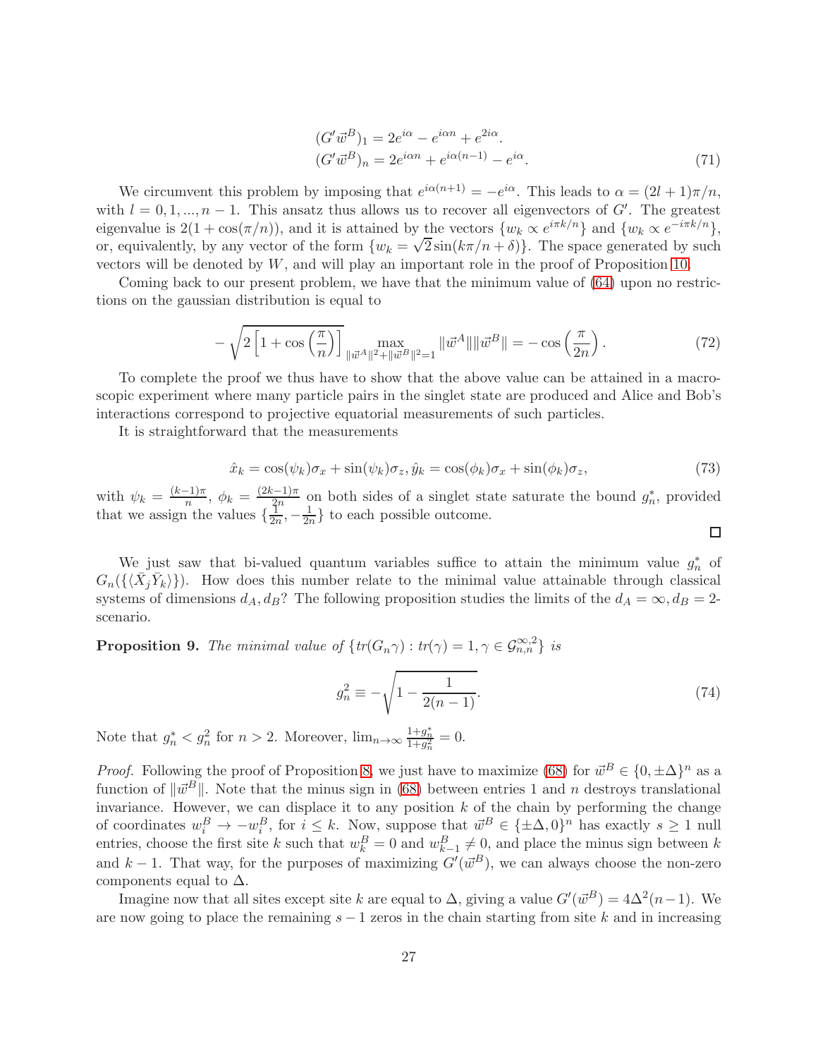$$
\begin{aligned}
(G'\vec{w}^B)_1 &= 2e^{i\alpha} - e^{i\alpha n} + e^{2i\alpha}. \\
(G'\vec{w}^B)_n &= 2e^{i\alpha n} + e^{i\alpha(n-1)} - e^{i\alpha}.
\end{aligned} \tag{71}
$$

We circumvent this problem by imposing that $e^{i\alpha(n+1)} = -e^{i\alpha}$. This leads to $\alpha = (2l+1)\pi/n$, with $l = 0, 1, ..., n-1$. This ansatz thus allows us to recover all eigenvectors of $G'$. The greatest eigenvalue is $2(1+\cos(\pi/n))$, and it is attained by the vectors $\{w_k \propto e^{i\pi k/n}\}$ and $\{w_k \propto e^{-i\pi k/n}\}$, or, equivalently, by any vector of the form $\{w_k = \sqrt{2}\sin(k\pi/n + \delta)\}$. The space generated by such vectors will be denoted by $W$, and will play an important role in the proof of Proposition 10.

Coming back to our present problem, we have that the minimum value of (64) upon no restrictions on the gaussian distribution is equal to

$$
-\sqrt{2\left[1+\cos\left(\frac{\pi}{n}\right)\right]} \max_{\|\vec{w}^A\|^2+\|\vec{w}^B\|^2=1} \|\vec{w}^A\|\|\vec{w}^B\| = -\cos\left(\frac{\pi}{2n}\right). \tag{72}
$$

To complete the proof we thus have to show that the above value can be attained in a macroscopic experiment where many particle pairs in the singlet state are produced and Alice and Bob's interactions correspond to projective equatorial measurements of such particles.

It is straightforward that the measurements

$$
\hat{x}_k = \cos(\psi_k)\sigma_x + \sin(\psi_k)\sigma_z, \hat{y}_k = \cos(\phi_k)\sigma_x + \sin(\phi_k)\sigma_z, \tag{73}
$$

with $\psi_k = \frac{(k-1)\pi}{n}$, $\phi_k = \frac{(2k-1)\pi}{2n}$ on both sides of a singlet state saturate the bound $g_n^*$, provided that we assign the values $\{\frac{1}{2n}, -\frac{1}{2n}\}$ to each possible outcome.

□

We just saw that bi-valued quantum variables suffice to attain the minimum value $g_n^*$ of $G_n(\{\langle\bar{X}_j\bar{Y}_k\rangle\})$. How does this number relate to the minimal value attainable through classical systems of dimensions $d_A, d_B$? The following proposition studies the limits of the $d_A = \infty, d_B = 2$-scenario.

**Proposition 9.** *The minimal value of* $\{tr(G_n\gamma) : tr(\gamma) = 1, \gamma \in \mathcal{G}_{n,n}^{\infty,2}\}$ *is*

$$
g_n^2 \equiv -\sqrt{1 - \frac{1}{2(n-1)}}. \tag{74}
$$

Note that $g_n^* < g_n^2$ for $n > 2$. Moreover, $\lim_{n\to\infty} \frac{1+g_n^*}{1+g_n^2} = 0$.

*Proof.* Following the proof of Proposition 8, we just have to maximize (68) for $\vec{w}^B \in \{0, \pm\Delta\}^n$ as a function of $\|\vec{w}^B\|$. Note that the minus sign in (68) between entries 1 and $n$ destroys translational invariance. However, we can displace it to any position $k$ of the chain by performing the change of coordinates $w_i^B \to -w_i^B$, for $i \leq k$. Now, suppose that $\vec{w}^B \in \{\pm\Delta, 0\}^n$ has exactly $s \geq 1$ null entries, choose the first site $k$ such that $w_k^B = 0$ and $w_{k-1}^B \neq 0$, and place the minus sign between $k$ and $k-1$. That way, for the purposes of maximizing $G'(\vec{w}^B)$, we can always choose the non-zero components equal to $\Delta$.

Imagine now that all sites except site $k$ are equal to $\Delta$, giving a value $G'(\vec{w}^B) = 4\Delta^2(n-1)$. We are now going to place the remaining $s-1$ zeros in the chain starting from site $k$ and in increasing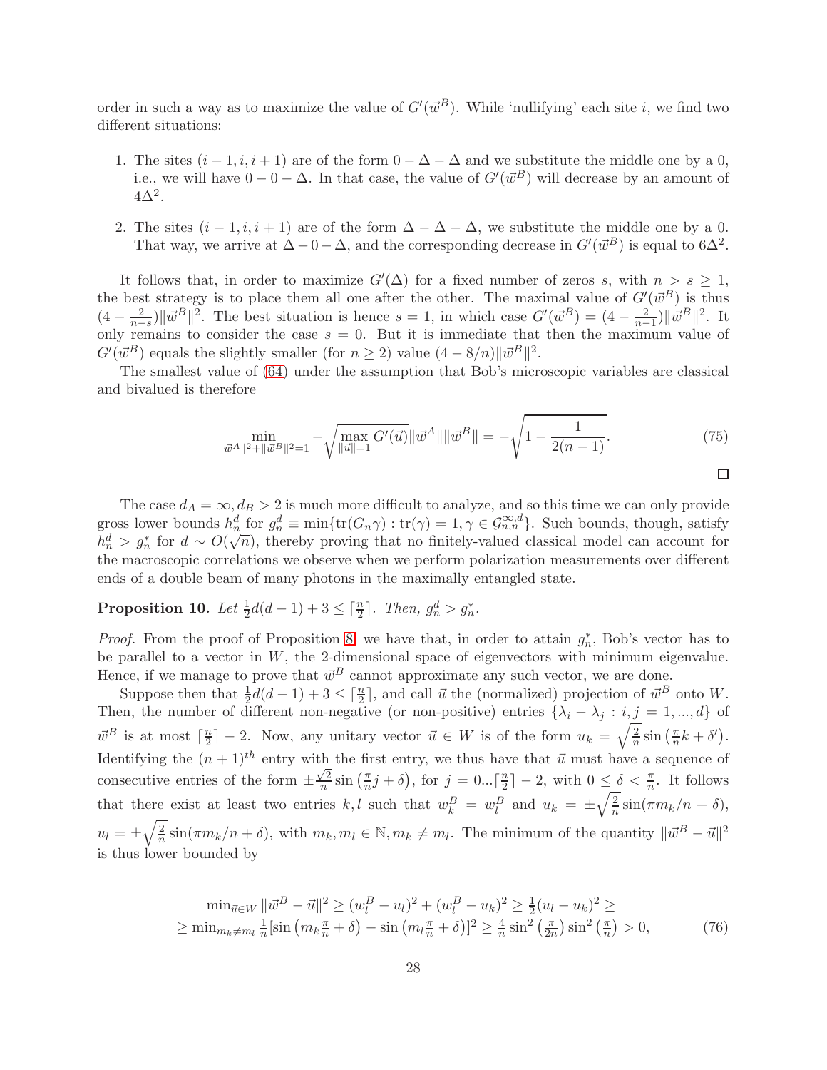order in such a way as to maximize the value of $G'(\vec{w}^B)$. While 'nullifying' each site $i$, we find two different situations:

1. The sites $(i-1, i, i+1)$ are of the form $0 - \Delta - \Delta$ and we substitute the middle one by a 0, i.e., we will have $0 - 0 - \Delta$. In that case, the value of $G'(\vec{w}^B)$ will decrease by an amount of $4\Delta^2$.

2. The sites $(i-1, i, i+1)$ are of the form $\Delta - \Delta - \Delta$, we substitute the middle one by a 0. That way, we arrive at $\Delta - 0 - \Delta$, and the corresponding decrease in $G'(\vec{w}^B)$ is equal to $6\Delta^2$.

It follows that, in order to maximize $G'(\Delta)$ for a fixed number of zeros $s$, with $n > s \geq 1$, the best strategy is to place them all one after the other. The maximal value of $G'(\vec{w}^B)$ is thus $(4 - \frac{2}{n-s})\|\vec{w}^B\|^2$. The best situation is hence $s = 1$, in which case $G'(\vec{w}^B) = (4 - \frac{2}{n-1})\|\vec{w}^B\|^2$. It only remains to consider the case $s = 0$. But it is immediate that then the maximum value of $G'(\vec{w}^B)$ equals the slightly smaller (for $n \geq 2$) value $(4 - 8/n)\|\vec{w}^B\|^2$.

The smallest value of (64) under the assumption that Bob's microscopic variables are classical and bivalued is therefore

$$\min_{\|\vec{w}^A\|^2 + \|\vec{w}^B\|^2 = 1} -\sqrt{\max_{\|\vec{u}\|=1} G'(\vec{u})}\|\vec{w}^A\|\|\vec{w}^B\| = -\sqrt{1 - \frac{1}{2(n-1)}}. \tag{75}$$

□

The case $d_A = \infty, d_B > 2$ is much more difficult to analyze, and so this time we can only provide gross lower bounds $h_n^d$ for $g_n^d \equiv \min\{\text{tr}(G_n\gamma) : \text{tr}(\gamma) = 1, \gamma \in \mathcal{G}_{n,n}^{\infty,d}\}$. Such bounds, though, satisfy $h_n^d > g_n^*$ for $d \sim O(\sqrt{n})$, thereby proving that no finitely-valued classical model can account for the macroscopic correlations we observe when we perform polarization measurements over different ends of a double beam of many photons in the maximally entangled state.

**Proposition 10.** *Let $\frac{1}{2}d(d-1) + 3 \leq \lceil \frac{n}{2} \rceil$. Then, $g_n^d > g_n^*$.*

*Proof.* From the proof of Proposition 8, we have that, in order to attain $g_n^*$, Bob's vector has to be parallel to a vector in $W$, the 2-dimensional space of eigenvectors with minimum eigenvalue. Hence, if we manage to prove that $\vec{w}^B$ cannot approximate any such vector, we are done.

Suppose then that $\frac{1}{2}d(d-1) + 3 \leq \lceil \frac{n}{2} \rceil$, and call $\vec{u}$ the (normalized) projection of $\vec{w}^B$ onto $W$. Then, the number of different non-negative (or non-positive) entries $\{\lambda_i - \lambda_j : i, j = 1, ..., d\}$ of $\vec{w}^B$ is at most $\lceil \frac{n}{2} \rceil - 2$. Now, any unitary vector $\vec{u} \in W$ is of the form $u_k = \sqrt{\frac{2}{n}} \sin\left(\frac{\pi}{n}k + \delta'\right)$. Identifying the $(n+1)^{th}$ entry with the first entry, we thus have that $\vec{u}$ must have a sequence of consecutive entries of the form $\pm\frac{\sqrt{2}}{n} \sin\left(\frac{\pi}{n}j + \delta\right)$, for $j = 0 ... \lceil \frac{n}{2} \rceil - 2$, with $0 \leq \delta < \frac{\pi}{n}$. It follows that there exist at least two entries $k, l$ such that $w_k^B = w_l^B$ and $u_k = \pm\sqrt{\frac{2}{n}} \sin(\pi m_k/n + \delta)$, $u_l = \pm\sqrt{\frac{2}{n}} \sin(\pi m_k/n + \delta)$, with $m_k, m_l \in \mathbb{N}, m_k \neq m_l$. The minimum of the quantity $\|\vec{w}^B - \vec{u}\|^2$ is thus lower bounded by

$$\begin{aligned}
&\min_{\vec{u} \in W} \|\vec{w}^B - \vec{u}\|^2 \geq (w_l^B - u_l)^2 + (w_l^B - u_k)^2 \geq \tfrac{1}{2}(u_l - u_k)^2 \geq \\
&\geq \min_{m_k \neq m_l} \tfrac{1}{n}[\sin\left(m_k \tfrac{\pi}{n} + \delta\right) - \sin\left(m_l \tfrac{\pi}{n} + \delta\right)]^2 \geq \tfrac{4}{n} \sin^2\left(\tfrac{\pi}{2n}\right) \sin^2\left(\tfrac{\pi}{n}\right) > 0,
\end{aligned} \tag{76}$$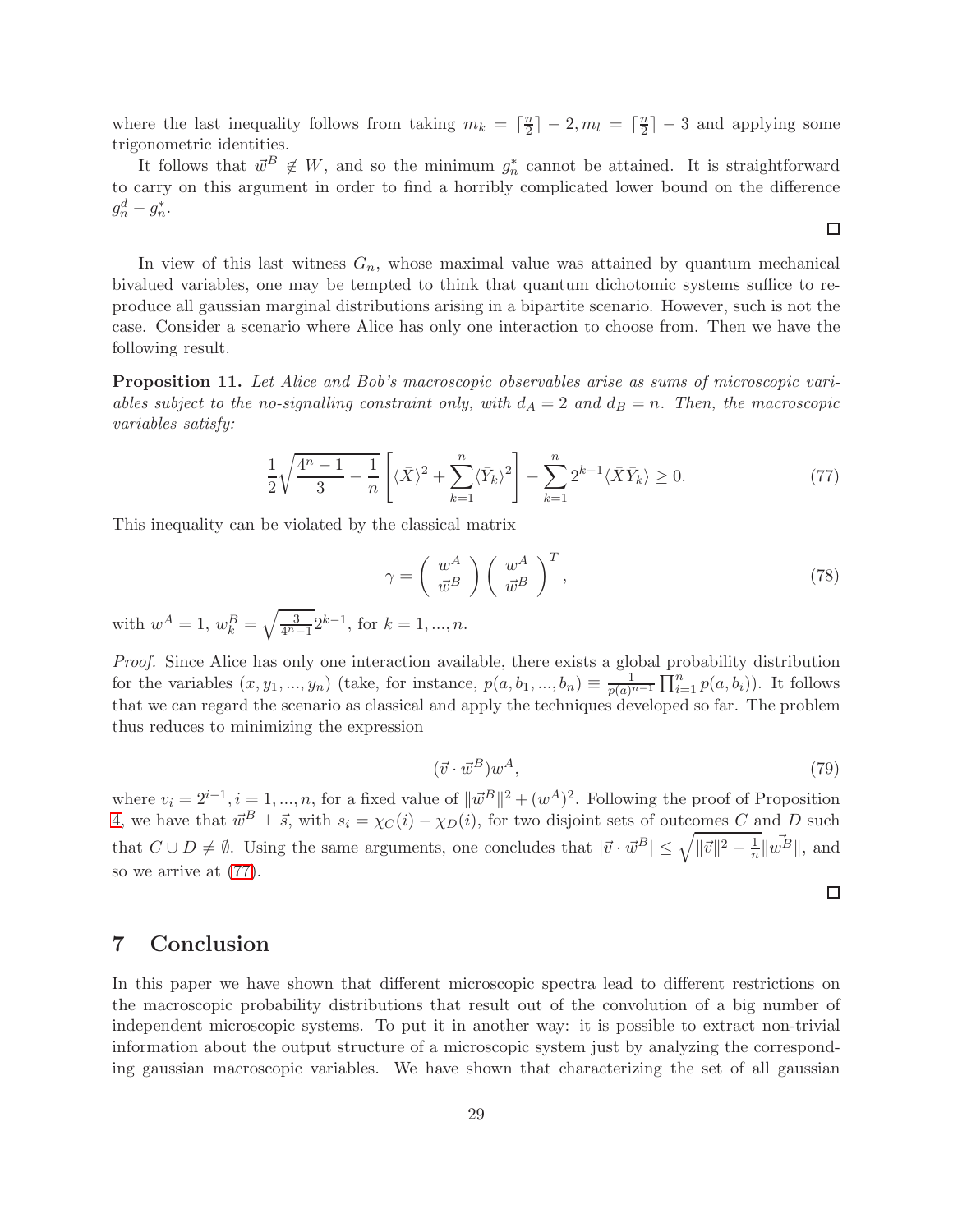where the last inequality follows from taking $m_k = \lceil \frac{n}{2} \rceil - 2, m_l = \lceil \frac{n}{2} \rceil - 3$ and applying some trigonometric identities.

It follows that $\vec{w}^B \notin W$, and so the minimum $g_n^*$ cannot be attained. It is straightforward to carry on this argument in order to find a horribly complicated lower bound on the difference $g_n^d - g_n^*$.

∎

In view of this last witness $G_n$, whose maximal value was attained by quantum mechanical bivalued variables, one may be tempted to think that quantum dichotomic systems suffice to reproduce all gaussian marginal distributions arising in a bipartite scenario. However, such is not the case. Consider a scenario where Alice has only one interaction to choose from. Then we have the following result.

**Proposition 11.** *Let Alice and Bob's macroscopic observables arise as sums of microscopic variables subject to the no-signalling constraint only, with $d_A = 2$ and $d_B = n$. Then, the macroscopic variables satisfy:*

$$\frac{1}{2}\sqrt{\frac{4^n - 1}{3} - \frac{1}{n}}\left[\langle \bar{X} \rangle^2 + \sum_{k=1}^{n} \langle \bar{Y}_k \rangle^2\right] - \sum_{k=1}^{n} 2^{k-1} \langle \bar{X}\bar{Y}_k \rangle \geq 0. \tag{77}$$

This inequality can be violated by the classical matrix

$$\gamma = \begin{pmatrix} w^A \\ \vec{w}^B \end{pmatrix} \begin{pmatrix} w^A \\ \vec{w}^B \end{pmatrix}^T, \tag{78}$$

with $w^A = 1$, $w_k^B = \sqrt{\frac{3}{4^n - 1}} 2^{k-1}$, for $k = 1, ..., n$.

*Proof.* Since Alice has only one interaction available, there exists a global probability distribution for the variables $(x, y_1, ..., y_n)$ (take, for instance, $p(a, b_1, ..., b_n) \equiv \frac{1}{p(a)^{n-1}} \prod_{i=1}^{n} p(a, b_i)$). It follows that we can regard the scenario as classical and apply the techniques developed so far. The problem thus reduces to minimizing the expression

$$(\vec{v} \cdot \vec{w}^B) w^A, \tag{79}$$

where $v_i = 2^{i-1}, i = 1, ..., n$, for a fixed value of $\|\vec{w}^B\|^2 + (w^A)^2$. Following the proof of Proposition 4, we have that $\vec{w}^B \perp \vec{s}$, with $s_i = \chi_C(i) - \chi_D(i)$, for two disjoint sets of outcomes $C$ and $D$ such that $C \cup D \neq \emptyset$. Using the same arguments, one concludes that $|\vec{v} \cdot \vec{w}^B| \leq \sqrt{\|\vec{v}\|^2 - \frac{1}{n}} \|\vec{w^B}\|$, and so we arrive at (77).

∎

## 7 Conclusion

In this paper we have shown that different microscopic spectra lead to different restrictions on the macroscopic probability distributions that result out of the convolution of a big number of independent microscopic systems. To put it in another way: it is possible to extract non-trivial information about the output structure of a microscopic system just by analyzing the corresponding gaussian macroscopic variables. We have shown that characterizing the set of all gaussian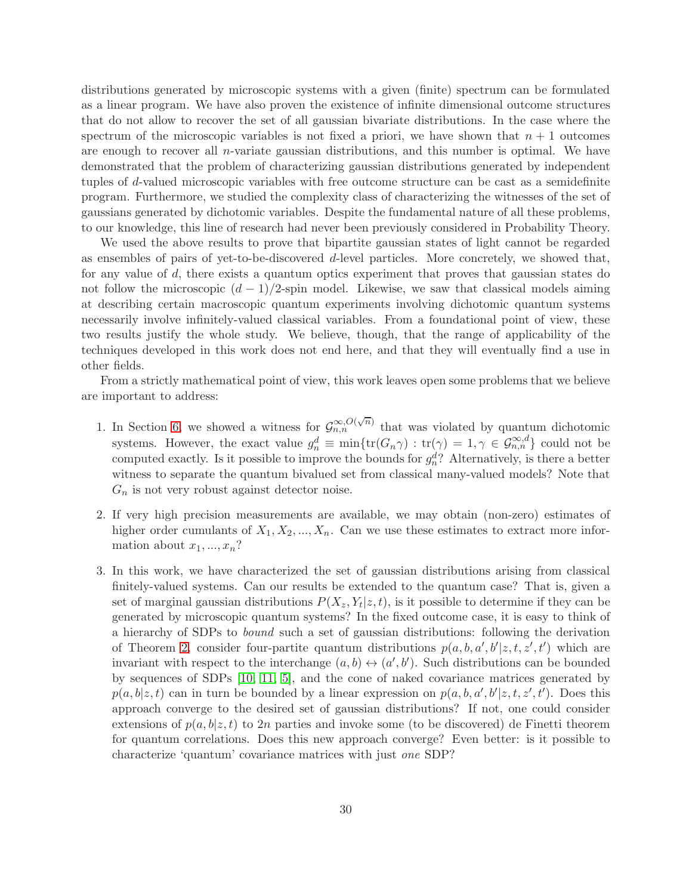distributions generated by microscopic systems with a given (finite) spectrum can be formulated as a linear program. We have also proven the existence of infinite dimensional outcome structures that do not allow to recover the set of all gaussian bivariate distributions. In the case where the spectrum of the microscopic variables is not fixed a priori, we have shown that $n+1$ outcomes are enough to recover all $n$-variate gaussian distributions, and this number is optimal. We have demonstrated that the problem of characterizing gaussian distributions generated by independent tuples of $d$-valued microscopic variables with free outcome structure can be cast as a semidefinite program. Furthermore, we studied the complexity class of characterizing the witnesses of the set of gaussians generated by dichotomic variables. Despite the fundamental nature of all these problems, to our knowledge, this line of research had never been previously considered in Probability Theory.

We used the above results to prove that bipartite gaussian states of light cannot be regarded as ensembles of pairs of yet-to-be-discovered $d$-level particles. More concretely, we showed that, for any value of $d$, there exists a quantum optics experiment that proves that gaussian states do not follow the microscopic $(d-1)/2$-spin model. Likewise, we saw that classical models aiming at describing certain macroscopic quantum experiments involving dichotomic quantum systems necessarily involve infinitely-valued classical variables. From a foundational point of view, these two results justify the whole study. We believe, though, that the range of applicability of the techniques developed in this work does not end here, and that they will eventually find a use in other fields.

From a strictly mathematical point of view, this work leaves open some problems that we believe are important to address:

1. In Section 6, we showed a witness for $\mathcal{G}^{\infty,O(\sqrt{n})}_{n,n}$ that was violated by quantum dichotomic systems. However, the exact value $g^d_n \equiv \min\{\text{tr}(G_n\gamma) : \text{tr}(\gamma) = 1, \gamma \in \mathcal{G}^{\infty,d}_{n,n}\}$ could not be computed exactly. Is it possible to improve the bounds for $g^d_n$? Alternatively, is there a better witness to separate the quantum bivalued set from classical many-valued models? Note that $G_n$ is not very robust against detector noise.

2. If very high precision measurements are available, we may obtain (non-zero) estimates of higher order cumulants of $X_1, X_2, ..., X_n$. Can we use these estimates to extract more information about $x_1, ..., x_n$?

3. In this work, we have characterized the set of gaussian distributions arising from classical finitely-valued systems. Can our results be extended to the quantum case? That is, given a set of marginal gaussian distributions $P(X_z, Y_t|z,t)$, is it possible to determine if they can be generated by microscopic quantum systems? In the fixed outcome case, it is easy to think of a hierarchy of SDPs to *bound* such a set of gaussian distributions: following the derivation of Theorem 2, consider four-partite quantum distributions $p(a,b,a',b'|z,t,z',t')$ which are invariant with respect to the interchange $(a,b) \leftrightarrow (a',b')$. Such distributions can be bounded by sequences of SDPs [10, 11, 5], and the cone of naked covariance matrices generated by $p(a,b|z,t)$ can in turn be bounded by a linear expression on $p(a,b,a',b'|z,t,z',t')$. Does this approach converge to the desired set of gaussian distributions? If not, one could consider extensions of $p(a,b|z,t)$ to $2n$ parties and invoke some (to be discovered) de Finetti theorem for quantum correlations. Does this new approach converge? Even better: is it possible to characterize 'quantum' covariance matrices with just *one* SDP?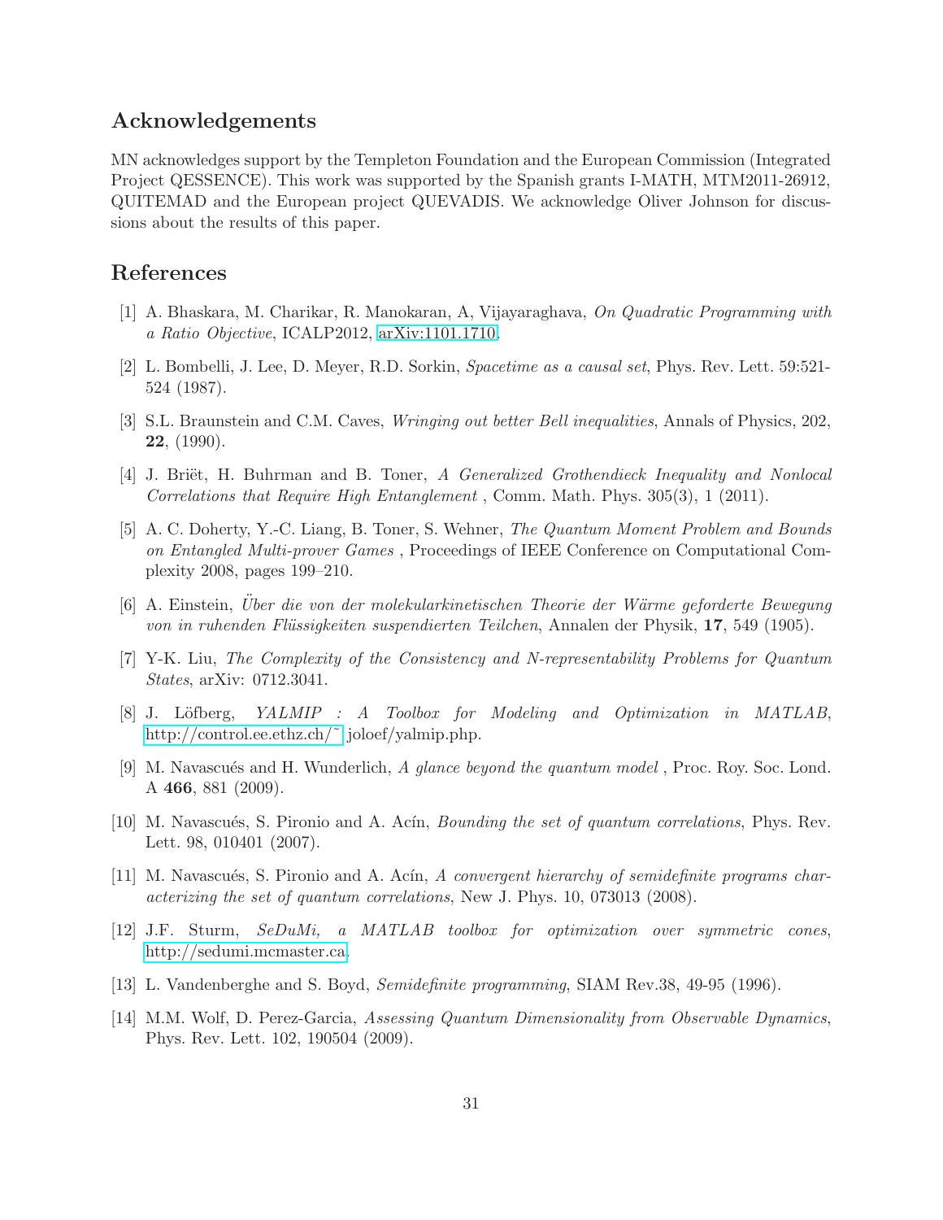## Acknowledgements

MN acknowledges support by the Templeton Foundation and the European Commission (Integrated Project QESSENCE). This work was supported by the Spanish grants I-MATH, MTM2011-26912, QUITEMAD and the European project QUEVADIS. We acknowledge Oliver Johnson for discussions about the results of this paper.

## References

[1] A. Bhaskara, M. Charikar, R. Manokaran, A, Vijayaraghava, *On Quadratic Programming with a Ratio Objective*, ICALP2012, arXiv:1101.1710.

[2] L. Bombelli, J. Lee, D. Meyer, R.D. Sorkin, *Spacetime as a causal set*, Phys. Rev. Lett. 59:521-524 (1987).

[3] S.L. Braunstein and C.M. Caves, *Wringing out better Bell inequalities*, Annals of Physics, 202, **22**, (1990).

[4] J. Briët, H. Buhrman and B. Toner, *A Generalized Grothendieck Inequality and Nonlocal Correlations that Require High Entanglement* , Comm. Math. Phys. 305(3), 1 (2011).

[5] A. C. Doherty, Y.-C. Liang, B. Toner, S. Wehner, *The Quantum Moment Problem and Bounds on Entangled Multi-prover Games* , Proceedings of IEEE Conference on Computational Complexity 2008, pages 199–210.

[6] A. Einstein, *Über die von der molekularkinetischen Theorie der Wärme geforderte Bewegung von in ruhenden Flüssigkeiten suspendierten Teilchen*, Annalen der Physik, **17**, 549 (1905).

[7] Y-K. Liu, *The Complexity of the Consistency and N-representability Problems for Quantum States*, arXiv: 0712.3041.

[8] J. Löfberg, *YALMIP : A Toolbox for Modeling and Optimization in MATLAB*, http://control.ee.ethz.ch/~joloef/yalmip.php.

[9] M. Navascués and H. Wunderlich, *A glance beyond the quantum model* , Proc. Roy. Soc. Lond. A **466**, 881 (2009).

[10] M. Navascués, S. Pironio and A. Acín, *Bounding the set of quantum correlations*, Phys. Rev. Lett. 98, 010401 (2007).

[11] M. Navascués, S. Pironio and A. Acín, *A convergent hierarchy of semidefinite programs characterizing the set of quantum correlations*, New J. Phys. 10, 073013 (2008).

[12] J.F. Sturm, *SeDuMi, a MATLAB toolbox for optimization over symmetric cones*, http://sedumi.mcmaster.ca.

[13] L. Vandenberghe and S. Boyd, *Semidefinite programming*, SIAM Rev.38, 49-95 (1996).

[14] M.M. Wolf, D. Perez-Garcia, *Assessing Quantum Dimensionality from Observable Dynamics*, Phys. Rev. Lett. 102, 190504 (2009).